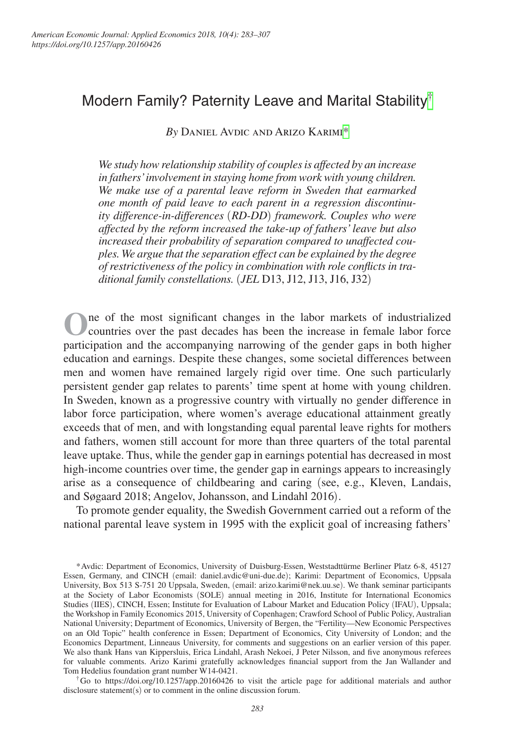# Modern Family? Paternity Leave and Marital Stability[†]

*By* Daniel Avdic and Arizo Karimi[*]

*We study how relationship stability of couples is affected by an increase in fathers' involvement in staying home from work with young children. We make use of a parental leave reform in Sweden that earmarked one month of paid leave to each parent in a regression discontinuity difference-in-differences (RD-DD) framework. Couples who were affected by the reform increased the take-up of fathers' leave but also increased their probability of separation compared to unaffected couples. We argue that the separation effect can be explained by the degree of restrictiveness of the policy in combination with role conflicts in traditional family constellations.* (*JEL* D13, J12, J13, J16, J32)

One of the most significant changes in the labor markets of industrialized countries over the past decades has been the increase in female labor force participation and the accompanying narrowing of the gender gaps in both higher education and earnings. Despite these changes, some societal differences between men and women have remained largely rigid over time. One such particularly persistent gender gap relates to parents' time spent at home with young children. In Sweden, known as a progressive country with virtually no gender difference in labor force participation, where women's average educational attainment greatly exceeds that of men, and with longstanding equal parental leave rights for mothers and fathers, women still account for more than three quarters of the total parental leave uptake. Thus, while the gender gap in earnings potential has decreased in most high-income countries over time, the gender gap in earnings appears to increasingly arise as a consequence of childbearing and caring (see, e.g., Kleven, Landais, and Søgaard 2018; Angelov, Johansson, and Lindahl 2016).

To promote gender equality, the Swedish Government carried out a reform of the national parental leave system in 1995 with the explicit goal of increasing fathers'

---

[*] Avdic: Department of Economics, University of Duisburg-Essen, Weststadttürme Berliner Platz 6-8, 45127 Essen, Germany, and CINCH (email: daniel.avdic@uni-due.de); Karimi: Department of Economics, Uppsala University, Box 513 S-751 20 Uppsala, Sweden, (email: arizo.karimi@nek.uu.se). We thank seminar participants at the Society of Labor Economists (SOLE) annual meeting in 2016, Institute for International Economics Studies (IIES), CINCH, Essen; Institute for Evaluation of Labour Market and Education Policy (IFAU), Uppsala; the Workshop in Family Economics 2015, University of Copenhagen; Crawford School of Public Policy, Australian National University; Department of Economics, University of Bergen, the "Fertility—New Economic Perspectives on an Old Topic" health conference in Essen; Department of Economics, City University of London; and the Economics Department, Linneaus University, for comments and suggestions on an earlier version of this paper. We also thank Hans van Kippersluis, Erica Lindahl, Arash Nekoei, J Peter Nilsson, and five anonymous referees for valuable comments. Arizo Karimi gratefully acknowledges financial support from the Jan Wallander and Tom Hedelius foundation grant number W14-0421.

[†] Go to https://doi.org/10.1257/app.20160426 to visit the article page for additional materials and author disclosure statement(s) or to comment in the online discussion forum.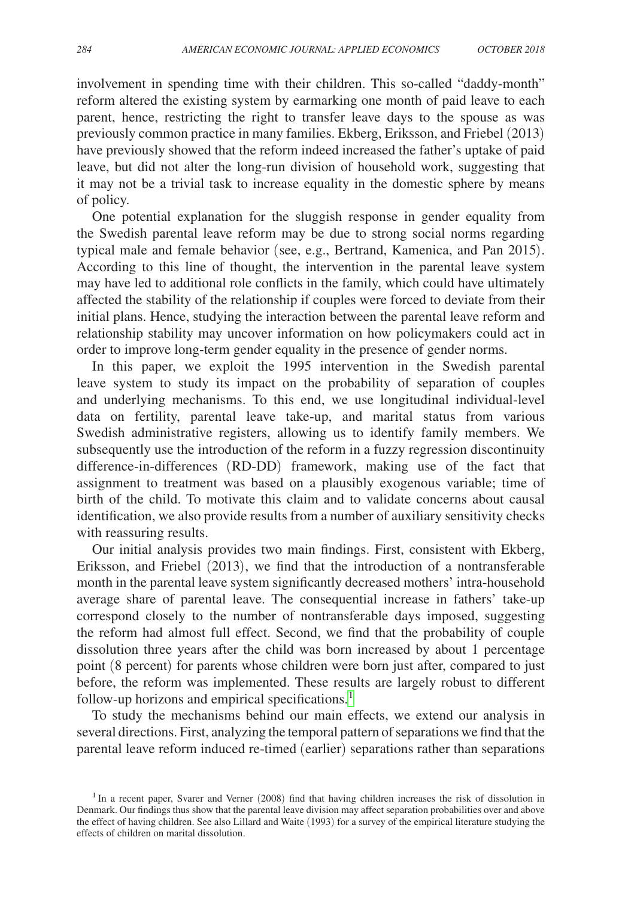involvement in spending time with their children. This so-called "daddy-month" reform altered the existing system by earmarking one month of paid leave to each parent, hence, restricting the right to transfer leave days to the spouse as was previously common practice in many families. Ekberg, Eriksson, and Friebel (2013) have previously showed that the reform indeed increased the father's uptake of paid leave, but did not alter the long-run division of household work, suggesting that it may not be a trivial task to increase equality in the domestic sphere by means of policy.

One potential explanation for the sluggish response in gender equality from the Swedish parental leave reform may be due to strong social norms regarding typical male and female behavior (see, e.g., Bertrand, Kamenica, and Pan 2015). According to this line of thought, the intervention in the parental leave system may have led to additional role conflicts in the family, which could have ultimately affected the stability of the relationship if couples were forced to deviate from their initial plans. Hence, studying the interaction between the parental leave reform and relationship stability may uncover information on how policymakers could act in order to improve long-term gender equality in the presence of gender norms.

In this paper, we exploit the 1995 intervention in the Swedish parental leave system to study its impact on the probability of separation of couples and underlying mechanisms. To this end, we use longitudinal individual-level data on fertility, parental leave take-up, and marital status from various Swedish administrative registers, allowing us to identify family members. We subsequently use the introduction of the reform in a fuzzy regression discontinuity difference-in-differences (RD-DD) framework, making use of the fact that assignment to treatment was based on a plausibly exogenous variable; time of birth of the child. To motivate this claim and to validate concerns about causal identification, we also provide results from a number of auxiliary sensitivity checks with reassuring results.

Our initial analysis provides two main findings. First, consistent with Ekberg, Eriksson, and Friebel (2013), we find that the introduction of a nontransferable month in the parental leave system significantly decreased mothers' intra-household average share of parental leave. The consequential increase in fathers' take-up correspond closely to the number of nontransferable days imposed, suggesting the reform had almost full effect. Second, we find that the probability of couple dissolution three years after the child was born increased by about 1 percentage point (8 percent) for parents whose children were born just after, compared to just before, the reform was implemented. These results are largely robust to different follow-up horizons and empirical specifications.[1]

To study the mechanisms behind our main effects, we extend our analysis in several directions. First, analyzing the temporal pattern of separations we find that the parental leave reform induced re-timed (earlier) separations rather than separations

[1] In a recent paper, Svarer and Verner (2008) find that having children increases the risk of dissolution in Denmark. Our findings thus show that the parental leave division may affect separation probabilities over and above the effect of having children. See also Lillard and Waite (1993) for a survey of the empirical literature studying the effects of children on marital dissolution.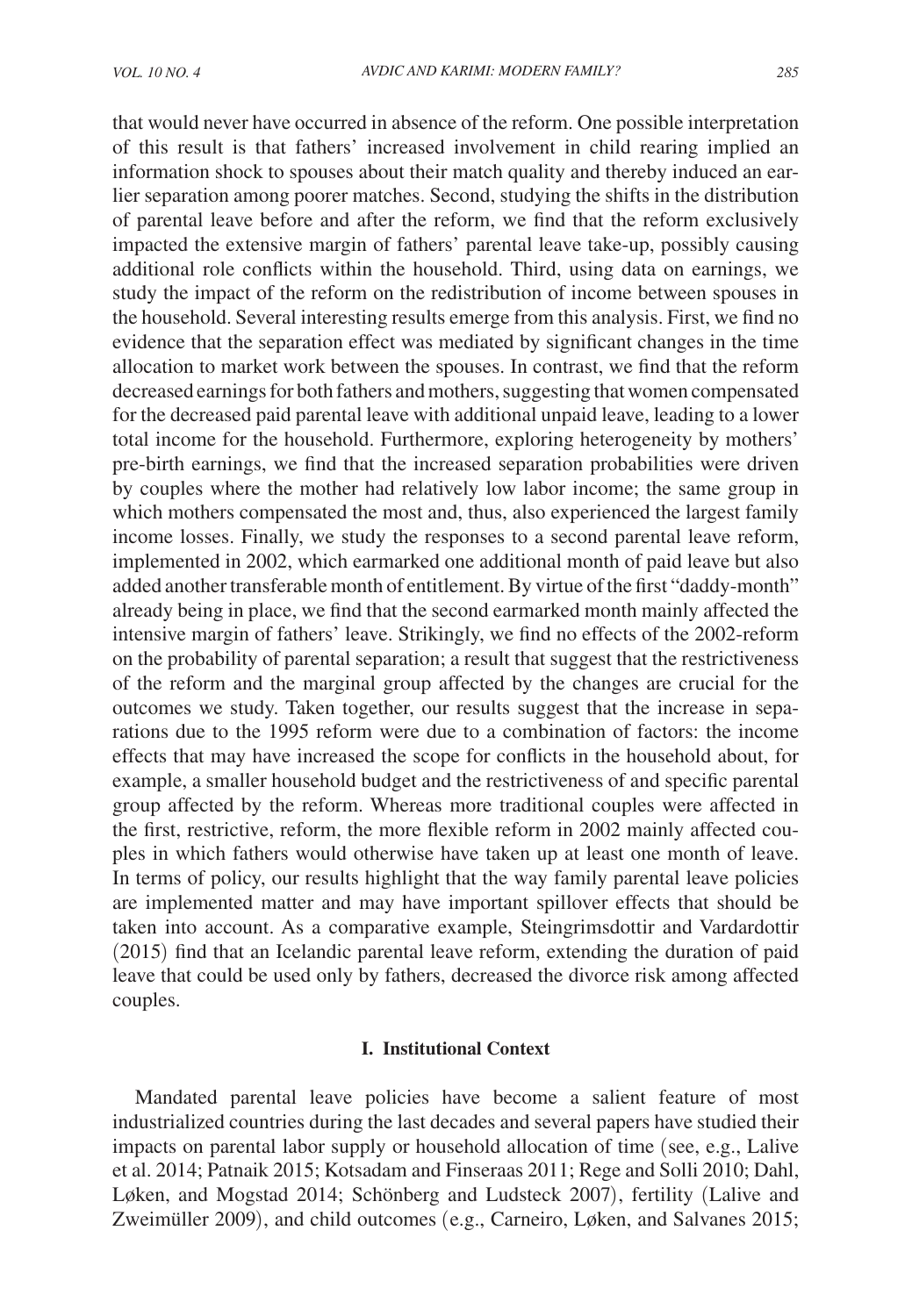that would never have occurred in absence of the reform. One possible interpretation of this result is that fathers' increased involvement in child rearing implied an information shock to spouses about their match quality and thereby induced an earlier separation among poorer matches. Second, studying the shifts in the distribution of parental leave before and after the reform, we find that the reform exclusively impacted the extensive margin of fathers' parental leave take-up, possibly causing additional role conflicts within the household. Third, using data on earnings, we study the impact of the reform on the redistribution of income between spouses in the household. Several interesting results emerge from this analysis. First, we find no evidence that the separation effect was mediated by significant changes in the time allocation to market work between the spouses. In contrast, we find that the reform decreased earnings for both fathers and mothers, suggesting that women compensated for the decreased paid parental leave with additional unpaid leave, leading to a lower total income for the household. Furthermore, exploring heterogeneity by mothers' pre-birth earnings, we find that the increased separation probabilities were driven by couples where the mother had relatively low labor income; the same group in which mothers compensated the most and, thus, also experienced the largest family income losses. Finally, we study the responses to a second parental leave reform, implemented in 2002, which earmarked one additional month of paid leave but also added another transferable month of entitlement. By virtue of the first "daddy-month" already being in place, we find that the second earmarked month mainly affected the intensive margin of fathers' leave. Strikingly, we find no effects of the 2002-reform on the probability of parental separation; a result that suggest that the restrictiveness of the reform and the marginal group affected by the changes are crucial for the outcomes we study. Taken together, our results suggest that the increase in separations due to the 1995 reform were due to a combination of factors: the income effects that may have increased the scope for conflicts in the household about, for example, a smaller household budget and the restrictiveness of and specific parental group affected by the reform. Whereas more traditional couples were affected in the first, restrictive, reform, the more flexible reform in 2002 mainly affected couples in which fathers would otherwise have taken up at least one month of leave. In terms of policy, our results highlight that the way family parental leave policies are implemented matter and may have important spillover effects that should be taken into account. As a comparative example, Steingrimsdottir and Vardardottir (2015) find that an Icelandic parental leave reform, extending the duration of paid leave that could be used only by fathers, decreased the divorce risk among affected couples.

## I. Institutional Context

Mandated parental leave policies have become a salient feature of most industrialized countries during the last decades and several papers have studied their impacts on parental labor supply or household allocation of time (see, e.g., Lalive et al. 2014; Patnaik 2015; Kotsadam and Finseraas 2011; Rege and Solli 2010; Dahl, Løken, and Mogstad 2014; Schönberg and Ludsteck 2007), fertility (Lalive and Zweimüller 2009), and child outcomes (e.g., Carneiro, Løken, and Salvanes 2015;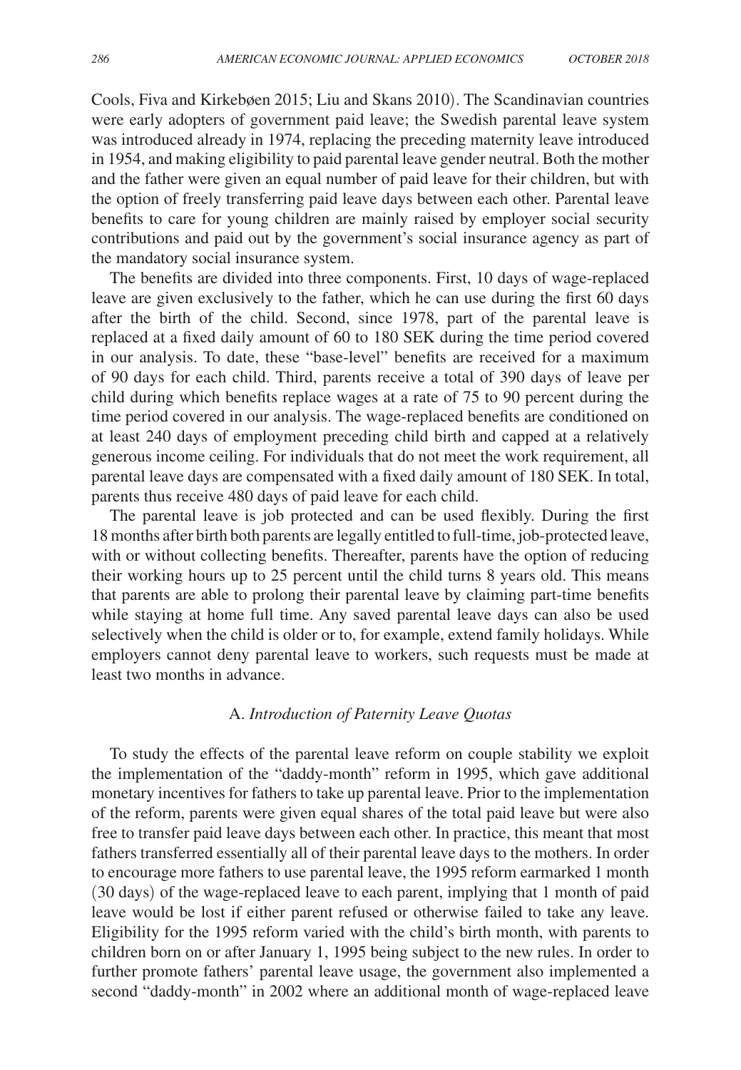Cools, Fiva and Kirkebøen 2015; Liu and Skans 2010). The Scandinavian countries were early adopters of government paid leave; the Swedish parental leave system was introduced already in 1974, replacing the preceding maternity leave introduced in 1954, and making eligibility to paid parental leave gender neutral. Both the mother and the father were given an equal number of paid leave for their children, but with the option of freely transferring paid leave days between each other. Parental leave benefits to care for young children are mainly raised by employer social security contributions and paid out by the government's social insurance agency as part of the mandatory social insurance system.

The benefits are divided into three components. First, 10 days of wage-replaced leave are given exclusively to the father, which he can use during the first 60 days after the birth of the child. Second, since 1978, part of the parental leave is replaced at a fixed daily amount of 60 to 180 SEK during the time period covered in our analysis. To date, these "base-level" benefits are received for a maximum of 90 days for each child. Third, parents receive a total of 390 days of leave per child during which benefits replace wages at a rate of 75 to 90 percent during the time period covered in our analysis. The wage-replaced benefits are conditioned on at least 240 days of employment preceding child birth and capped at a relatively generous income ceiling. For individuals that do not meet the work requirement, all parental leave days are compensated with a fixed daily amount of 180 SEK. In total, parents thus receive 480 days of paid leave for each child.

The parental leave is job protected and can be used flexibly. During the first 18 months after birth both parents are legally entitled to full-time, job-protected leave, with or without collecting benefits. Thereafter, parents have the option of reducing their working hours up to 25 percent until the child turns 8 years old. This means that parents are able to prolong their parental leave by claiming part-time benefits while staying at home full time. Any saved parental leave days can also be used selectively when the child is older or to, for example, extend family holidays. While employers cannot deny parental leave to workers, such requests must be made at least two months in advance.

### A. *Introduction of Paternity Leave Quotas*

To study the effects of the parental leave reform on couple stability we exploit the implementation of the "daddy-month" reform in 1995, which gave additional monetary incentives for fathers to take up parental leave. Prior to the implementation of the reform, parents were given equal shares of the total paid leave but were also free to transfer paid leave days between each other. In practice, this meant that most fathers transferred essentially all of their parental leave days to the mothers. In order to encourage more fathers to use parental leave, the 1995 reform earmarked 1 month (30 days) of the wage-replaced leave to each parent, implying that 1 month of paid leave would be lost if either parent refused or otherwise failed to take any leave. Eligibility for the 1995 reform varied with the child's birth month, with parents to children born on or after January 1, 1995 being subject to the new rules. In order to further promote fathers' parental leave usage, the government also implemented a second "daddy-month" in 2002 where an additional month of wage-replaced leave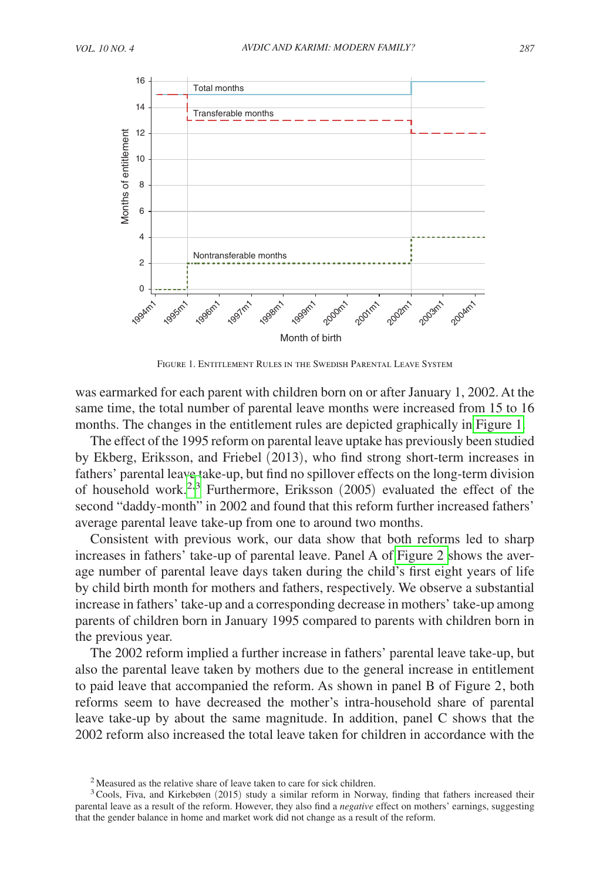FIGURE 1. ENTITLEMENT RULES IN THE SWEDISH PARENTAL LEAVE SYSTEM

was earmarked for each parent with children born on or after January 1, 2002. At the same time, the total number of parental leave months were increased from 15 to 16 months. The changes in the entitlement rules are depicted graphically in Figure 1.

The effect of the 1995 reform on parental leave uptake has previously been studied by Ekberg, Eriksson, and Friebel (2013), who find strong short-term increases in fathers' parental leave take-up, but find no spillover effects on the long-term division of household work.[2,3] Furthermore, Eriksson (2005) evaluated the effect of the second "daddy-month" in 2002 and found that this reform further increased fathers' average parental leave take-up from one to around two months.

Consistent with previous work, our data show that both reforms led to sharp increases in fathers' take-up of parental leave. Panel A of Figure 2 shows the average number of parental leave days taken during the child's first eight years of life by child birth month for mothers and fathers, respectively. We observe a substantial increase in fathers' take-up and a corresponding decrease in mothers' take-up among parents of children born in January 1995 compared to parents with children born in the previous year.

The 2002 reform implied a further increase in fathers' parental leave take-up, but also the parental leave taken by mothers due to the general increase in entitlement to paid leave that accompanied the reform. As shown in panel B of Figure 2, both reforms seem to have decreased the mother's intra-household share of parental leave take-up by about the same magnitude. In addition, panel C shows that the 2002 reform also increased the total leave taken for children in accordance with the

[2] Measured as the relative share of leave taken to care for sick children.

[3] Cools, Fiva, and Kirkebøen (2015) study a similar reform in Norway, finding that fathers increased their parental leave as a result of the reform. However, they also find a *negative* effect on mothers' earnings, suggesting that the gender balance in home and market work did not change as a result of the reform.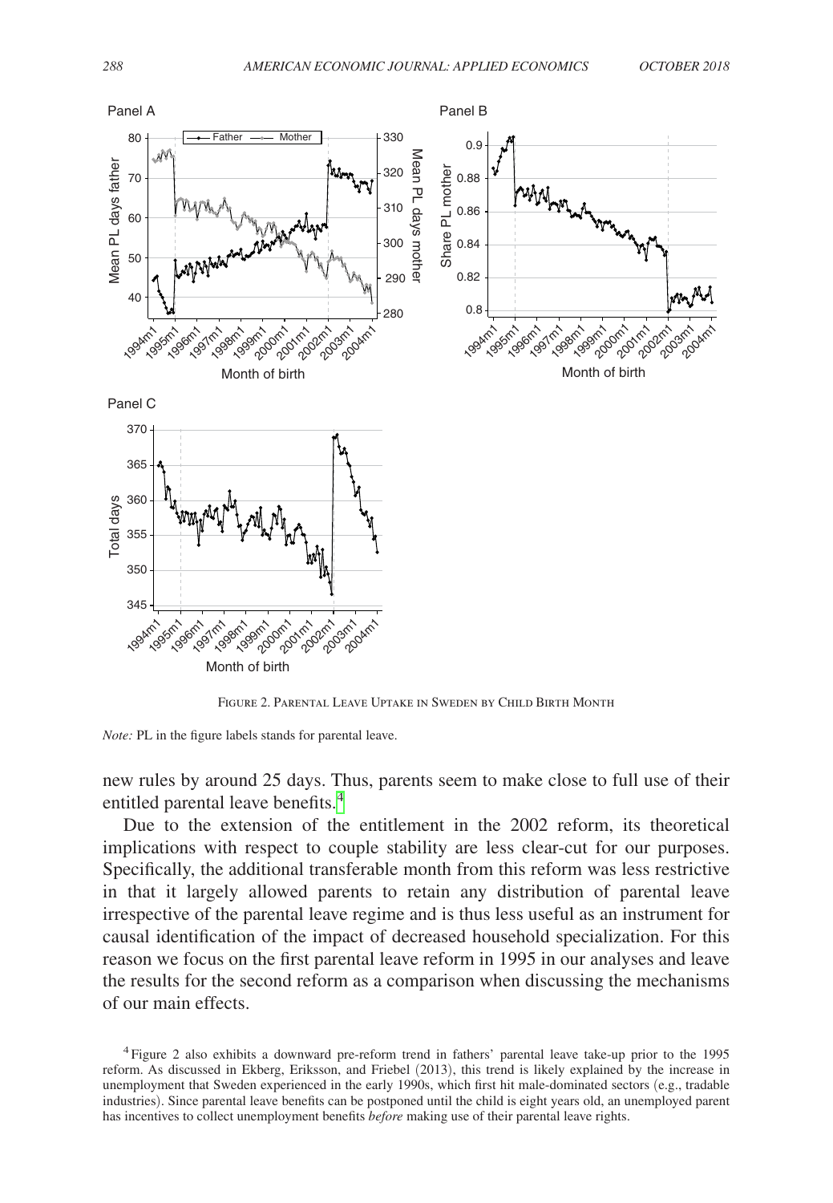Figure 2. Parental Leave Uptake in Sweden by Child Birth Month

*Note:* PL in the figure labels stands for parental leave.

new rules by around 25 days. Thus, parents seem to make close to full use of their entitled parental leave benefits.[4]

Due to the extension of the entitlement in the 2002 reform, its theoretical implications with respect to couple stability are less clear-cut for our purposes. Specifically, the additional transferable month from this reform was less restrictive in that it largely allowed parents to retain any distribution of parental leave irrespective of the parental leave regime and is thus less useful as an instrument for causal identification of the impact of decreased household specialization. For this reason we focus on the first parental leave reform in 1995 in our analyses and leave the results for the second reform as a comparison when discussing the mechanisms of our main effects.

[4] Figure 2 also exhibits a downward pre-reform trend in fathers' parental leave take-up prior to the 1995 reform. As discussed in Ekberg, Eriksson, and Friebel (2013), this trend is likely explained by the increase in unemployment that Sweden experienced in the early 1990s, which first hit male-dominated sectors (e.g., tradable industries). Since parental leave benefits can be postponed until the child is eight years old, an unemployed parent has incentives to collect unemployment benefits *before* making use of their parental leave rights.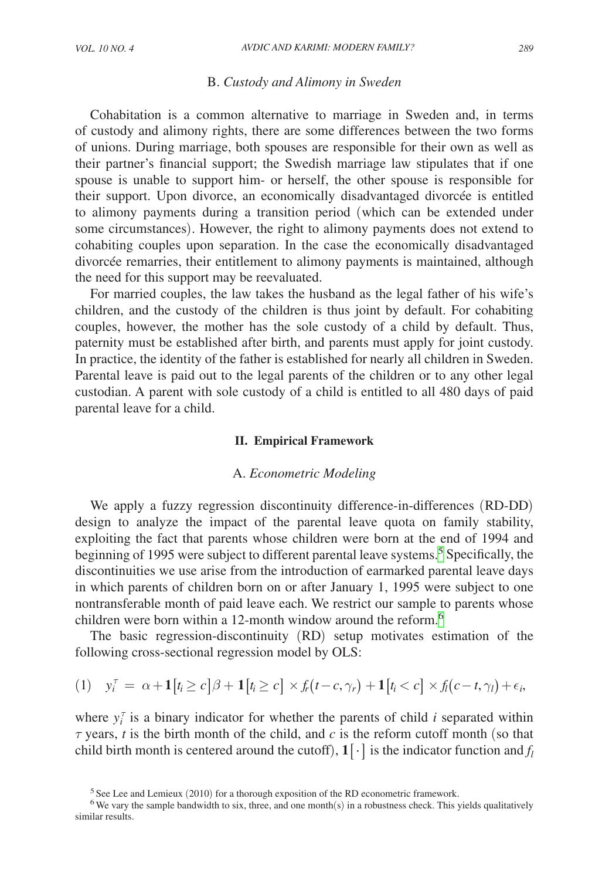### B. *Custody and Alimony in Sweden*

Cohabitation is a common alternative to marriage in Sweden and, in terms of custody and alimony rights, there are some differences between the two forms of unions. During marriage, both spouses are responsible for their own as well as their partner's financial support; the Swedish marriage law stipulates that if one spouse is unable to support him- or herself, the other spouse is responsible for their support. Upon divorce, an economically disadvantaged divorcée is entitled to alimony payments during a transition period (which can be extended under some circumstances). However, the right to alimony payments does not extend to cohabiting couples upon separation. In the case the economically disadvantaged divorcée remarries, their entitlement to alimony payments is maintained, although the need for this support may be reevaluated.

For married couples, the law takes the husband as the legal father of his wife's children, and the custody of the children is thus joint by default. For cohabiting couples, however, the mother has the sole custody of a child by default. Thus, paternity must be established after birth, and parents must apply for joint custody. In practice, the identity of the father is established for nearly all children in Sweden. Parental leave is paid out to the legal parents of the children or to any other legal custodian. A parent with sole custody of a child is entitled to all 480 days of paid parental leave for a child.

## II. Empirical Framework

### A. *Econometric Modeling*

We apply a fuzzy regression discontinuity difference-in-differences (RD-DD) design to analyze the impact of the parental leave quota on family stability, exploiting the fact that parents whose children were born at the end of 1994 and beginning of 1995 were subject to different parental leave systems.[5] Specifically, the discontinuities we use arise from the introduction of earmarked parental leave days in which parents of children born on or after January 1, 1995 were subject to one nontransferable month of paid leave each. We restrict our sample to parents whose children were born within a 12-month window around the reform.[6]

The basic regression-discontinuity (RD) setup motivates estimation of the following cross-sectional regression model by OLS:

$$(1) \quad y_i^{\tau} = \alpha + \mathbf{1}[t_i \geq c]\beta + \mathbf{1}[t_i \geq c] \times f_r(t - c, \gamma_r) + \mathbf{1}[t_i < c] \times f_l(c - t, \gamma_l) + \epsilon_i,$$

where $y_i^{\tau}$ is a binary indicator for whether the parents of child $i$ separated within $\tau$ years, $t$ is the birth month of the child, and $c$ is the reform cutoff month (so that child birth month is centered around the cutoff), $\mathbf{1}[\cdot]$ is the indicator function and $f_l$

[5] See Lee and Lemieux (2010) for a thorough exposition of the RD econometric framework.

[6] We vary the sample bandwidth to six, three, and one month(s) in a robustness check. This yields qualitatively similar results.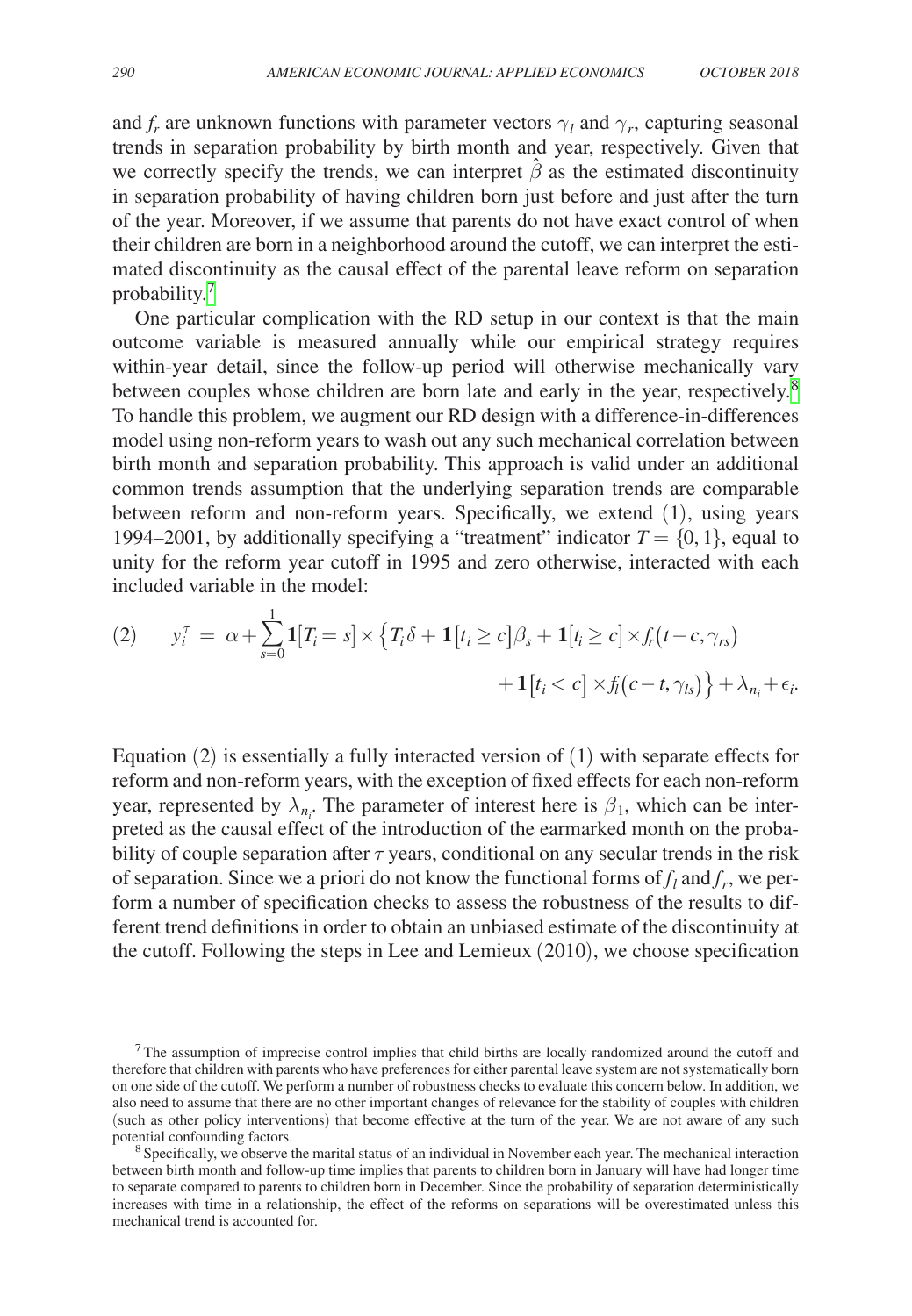and $f_r$ are unknown functions with parameter vectors $\gamma_l$ and $\gamma_r$, capturing seasonal trends in separation probability by birth month and year, respectively. Given that we correctly specify the trends, we can interpret $\hat{\beta}$ as the estimated discontinuity in separation probability of having children born just before and just after the turn of the year. Moreover, if we assume that parents do not have exact control of when their children are born in a neighborhood around the cutoff, we can interpret the estimated discontinuity as the causal effect of the parental leave reform on separation probability.[7]

One particular complication with the RD setup in our context is that the main outcome variable is measured annually while our empirical strategy requires within-year detail, since the follow-up period will otherwise mechanically vary between couples whose children are born late and early in the year, respectively.[8] To handle this problem, we augment our RD design with a difference-in-differences model using non-reform years to wash out any such mechanical correlation between birth month and separation probability. This approach is valid under an additional common trends assumption that the underlying separation trends are comparable between reform and non-reform years. Specifically, we extend (1), using years 1994–2001, by additionally specifying a "treatment" indicator $T = \{0, 1\}$, equal to unity for the reform year cutoff in 1995 and zero otherwise, interacted with each included variable in the model:

$$(2) \qquad y_i^{\tau} = \alpha + \sum_{s=0}^{1} \mathbf{1}[T_i = s] \times \left\{ T_i \delta + \mathbf{1}[t_i \geq c]\beta_s + \mathbf{1}[t_i \geq c] \times f_r(t - c, \gamma_{rs}) + \mathbf{1}[t_i < c] \times f_l(c - t, \gamma_{ls}) \right\} + \lambda_{n_i} + \epsilon_i.$$

Equation (2) is essentially a fully interacted version of (1) with separate effects for reform and non-reform years, with the exception of fixed effects for each non-reform year, represented by $\lambda_{n_i}$. The parameter of interest here is $\beta_1$, which can be interpreted as the causal effect of the introduction of the earmarked month on the probability of couple separation after $\tau$ years, conditional on any secular trends in the risk of separation. Since we a priori do not know the functional forms of $f_l$ and $f_r$, we perform a number of specification checks to assess the robustness of the results to different trend definitions in order to obtain an unbiased estimate of the discontinuity at the cutoff. Following the steps in Lee and Lemieux (2010), we choose specification

[7] The assumption of imprecise control implies that child births are locally randomized around the cutoff and therefore that children with parents who have preferences for either parental leave system are not systematically born on one side of the cutoff. We perform a number of robustness checks to evaluate this concern below. In addition, we also need to assume that there are no other important changes of relevance for the stability of couples with children (such as other policy interventions) that become effective at the turn of the year. We are not aware of any such potential confounding factors.

[8] Specifically, we observe the marital status of an individual in November each year. The mechanical interaction between birth month and follow-up time implies that parents to children born in January will have had longer time to separate compared to parents to children born in December. Since the probability of separation deterministically increases with time in a relationship, the effect of the reforms on separations will be overestimated unless this mechanical trend is accounted for.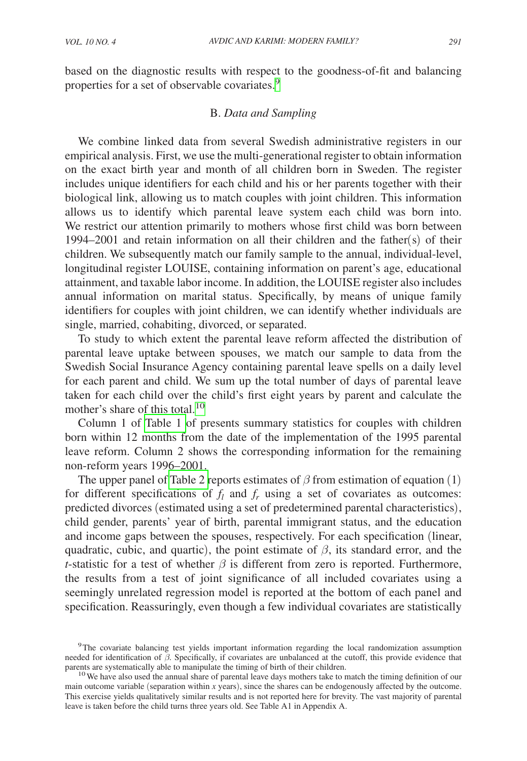based on the diagnostic results with respect to the goodness-of-fit and balancing properties for a set of observable covariates.[9]

### B. *Data and Sampling*

We combine linked data from several Swedish administrative registers in our empirical analysis. First, we use the multi-generational register to obtain information on the exact birth year and month of all children born in Sweden. The register includes unique identifiers for each child and his or her parents together with their biological link, allowing us to match couples with joint children. This information allows us to identify which parental leave system each child was born into. We restrict our attention primarily to mothers whose first child was born between 1994–2001 and retain information on all their children and the father(s) of their children. We subsequently match our family sample to the annual, individual-level, longitudinal register LOUISE, containing information on parent's age, educational attainment, and taxable labor income. In addition, the LOUISE register also includes annual information on marital status. Specifically, by means of unique family identifiers for couples with joint children, we can identify whether individuals are single, married, cohabiting, divorced, or separated.

To study to which extent the parental leave reform affected the distribution of parental leave uptake between spouses, we match our sample to data from the Swedish Social Insurance Agency containing parental leave spells on a daily level for each parent and child. We sum up the total number of days of parental leave taken for each child over the child's first eight years by parent and calculate the mother's share of this total.[10]

Column 1 of Table 1 of presents summary statistics for couples with children born within 12 months from the date of the implementation of the 1995 parental leave reform. Column 2 shows the corresponding information for the remaining non-reform years 1996–2001.

The upper panel of Table 2 reports estimates of $\beta$ from estimation of equation (1) for different specifications of $f_l$ and $f_r$ using a set of covariates as outcomes: predicted divorces (estimated using a set of predetermined parental characteristics), child gender, parents' year of birth, parental immigrant status, and the education and income gaps between the spouses, respectively. For each specification (linear, quadratic, cubic, and quartic), the point estimate of $\beta$, its standard error, and the $t$-statistic for a test of whether $\beta$ is different from zero is reported. Furthermore, the results from a test of joint significance of all included covariates using a seemingly unrelated regression model is reported at the bottom of each panel and specification. Reassuringly, even though a few individual covariates are statistically

[9] The covariate balancing test yields important information regarding the local randomization assumption needed for identification of $\beta$. Specifically, if covariates are unbalanced at the cutoff, this provide evidence that parents are systematically able to manipulate the timing of birth of their children.

[10] We have also used the annual share of parental leave days mothers take to match the timing definition of our main outcome variable (separation within $x$ years), since the shares can be endogenously affected by the outcome. This exercise yields qualitatively similar results and is not reported here for brevity. The vast majority of parental leave is taken before the child turns three years old. See Table A1 in Appendix A.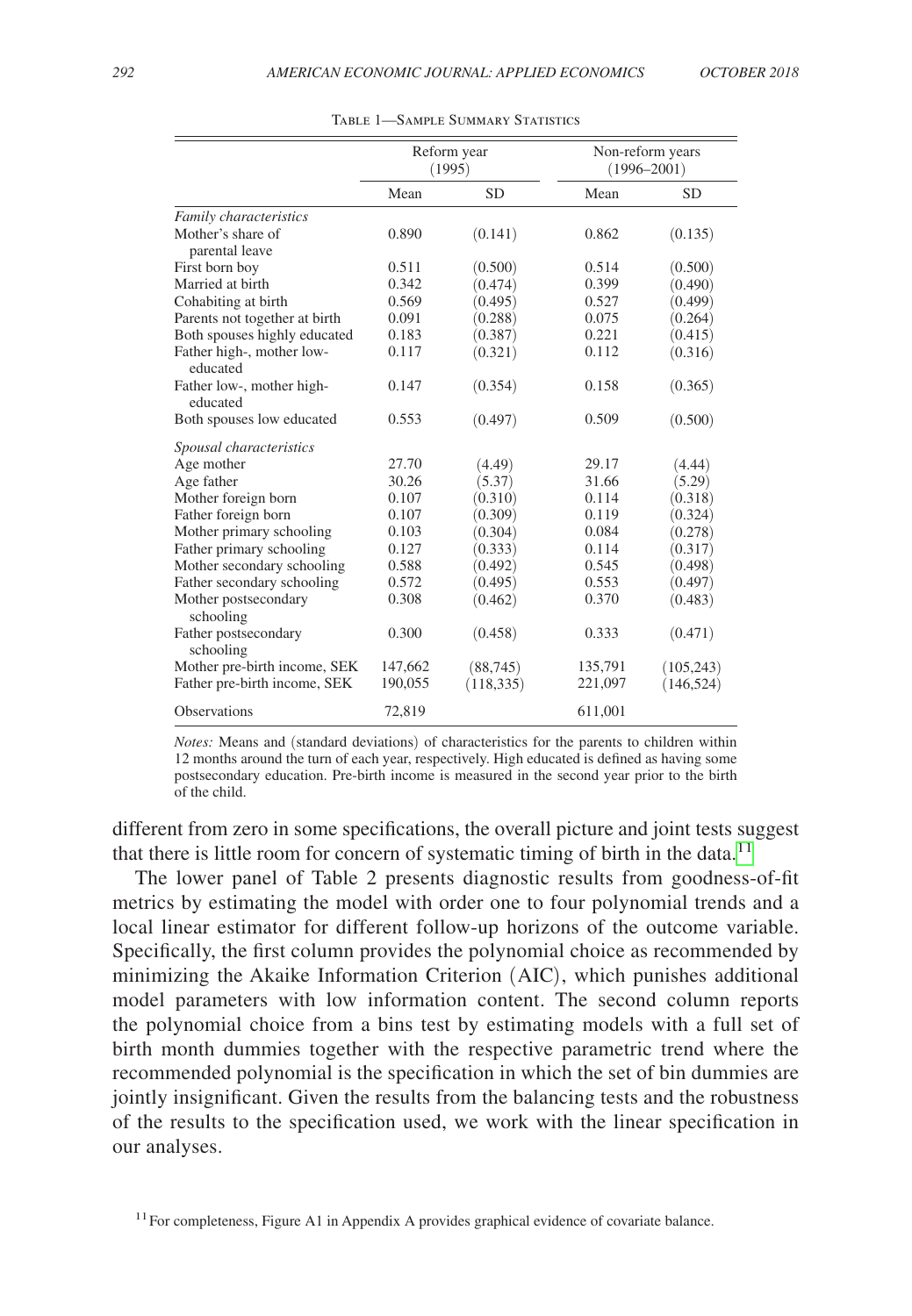Table 1—Sample Summary Statistics

| | Reform year (1995) | | Non-reform years (1996–2001) | |
|---|---|---|---|---|
| | Mean | SD | Mean | SD |
| *Family characteristics* | | | | |
| Mother's share of parental leave | 0.890 | (0.141) | 0.862 | (0.135) |
| First born boy | 0.511 | (0.500) | 0.514 | (0.500) |
| Married at birth | 0.342 | (0.474) | 0.399 | (0.490) |
| Cohabiting at birth | 0.569 | (0.495) | 0.527 | (0.499) |
| Parents not together at birth | 0.091 | (0.288) | 0.075 | (0.264) |
| Both spouses highly educated | 0.183 | (0.387) | 0.221 | (0.415) |
| Father high-, mother low-educated | 0.117 | (0.321) | 0.112 | (0.316) |
| Father low-, mother high-educated | 0.147 | (0.354) | 0.158 | (0.365) |
| Both spouses low educated | 0.553 | (0.497) | 0.509 | (0.500) |
| *Spousal characteristics* | | | | |
| Age mother | 27.70 | (4.49) | 29.17 | (4.44) |
| Age father | 30.26 | (5.37) | 31.66 | (5.29) |
| Mother foreign born | 0.107 | (0.310) | 0.114 | (0.318) |
| Father foreign born | 0.107 | (0.309) | 0.119 | (0.324) |
| Mother primary schooling | 0.103 | (0.304) | 0.084 | (0.278) |
| Father primary schooling | 0.127 | (0.333) | 0.114 | (0.317) |
| Mother secondary schooling | 0.588 | (0.492) | 0.545 | (0.498) |
| Father secondary schooling | 0.572 | (0.495) | 0.553 | (0.497) |
| Mother postsecondary schooling | 0.308 | (0.462) | 0.370 | (0.483) |
| Father postsecondary schooling | 0.300 | (0.458) | 0.333 | (0.471) |
| Mother pre-birth income, SEK | 147,662 | (88,745) | 135,791 | (105,243) |
| Father pre-birth income, SEK | 190,055 | (118,335) | 221,097 | (146,524) |
| Observations | 72,819 | | 611,001 | |

*Notes:* Means and (standard deviations) of characteristics for the parents to children within 12 months around the turn of each year, respectively. High educated is defined as having some postsecondary education. Pre-birth income is measured in the second year prior to the birth of the child.

different from zero in some specifications, the overall picture and joint tests suggest that there is little room for concern of systematic timing of birth in the data.[11]

The lower panel of Table 2 presents diagnostic results from goodness-of-fit metrics by estimating the model with order one to four polynomial trends and a local linear estimator for different follow-up horizons of the outcome variable. Specifically, the first column provides the polynomial choice as recommended by minimizing the Akaike Information Criterion (AIC), which punishes additional model parameters with low information content. The second column reports the polynomial choice from a bins test by estimating models with a full set of birth month dummies together with the respective parametric trend where the recommended polynomial is the specification in which the set of bin dummies are jointly insignificant. Given the results from the balancing tests and the robustness of the results to the specification used, we work with the linear specification in our analyses.

[11] For completeness, Figure A1 in Appendix A provides graphical evidence of covariate balance.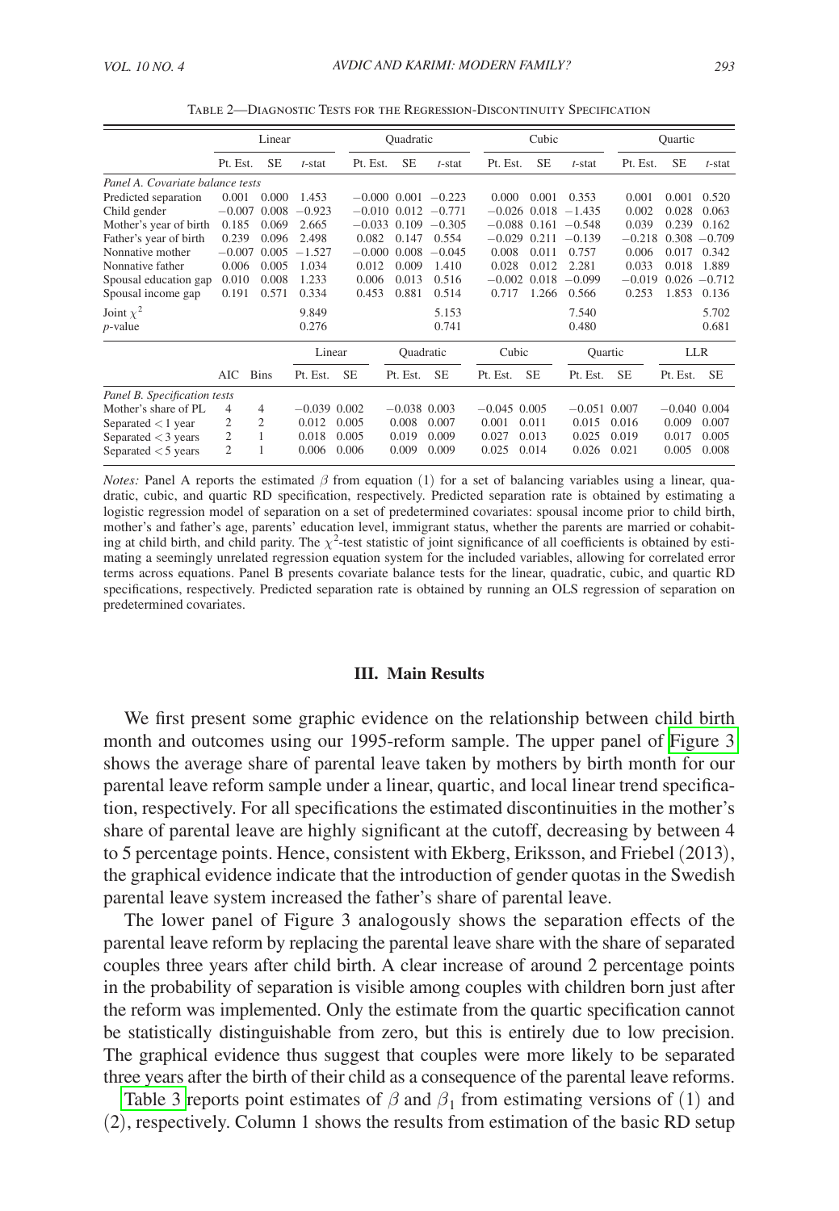Table 2—Diagnostic Tests for the Regression-Discontinuity Specification

| | Linear | | | Quadratic | | | Cubic | | | Quartic | | |
|---|---|---|---|---|---|---|---|---|---|---|---|---|
| | Pt. Est. | SE | $t$-stat | Pt. Est. | SE | $t$-stat | Pt. Est. | SE | $t$-stat | Pt. Est. | SE | $t$-stat |
| *Panel A. Covariate balance tests* | | | | | | | | | | | | |
| Predicted separation | 0.001 | 0.000 | 1.453 | −0.000 | 0.001 | −0.223 | 0.000 | 0.001 | 0.353 | 0.001 | 0.001 | 0.520 |
| Child gender | −0.007 | 0.008 | −0.923 | −0.010 | 0.012 | −0.771 | −0.026 | 0.018 | −1.435 | 0.002 | 0.028 | 0.063 |
| Mother's year of birth | 0.185 | 0.069 | 2.665 | −0.033 | 0.109 | −0.305 | −0.088 | 0.161 | −0.548 | 0.039 | 0.239 | 0.162 |
| Father's year of birth | 0.239 | 0.096 | 2.498 | 0.082 | 0.147 | 0.554 | −0.029 | 0.211 | −0.139 | −0.218 | 0.308 | −0.709 |
| Nonnative mother | −0.007 | 0.005 | −1.527 | −0.000 | 0.008 | −0.045 | 0.008 | 0.011 | 0.757 | 0.006 | 0.017 | 0.342 |
| Nonnative father | 0.006 | 0.005 | 1.034 | 0.012 | 0.009 | 1.410 | 0.028 | 0.012 | 2.281 | 0.033 | 0.018 | 1.889 |
| Spousal education gap | 0.010 | 0.008 | 1.233 | 0.006 | 0.013 | 0.516 | −0.002 | 0.018 | −0.099 | −0.019 | 0.026 | −0.712 |
| Spousal income gap | 0.191 | 0.571 | 0.334 | 0.453 | 0.881 | 0.514 | 0.717 | 1.266 | 0.566 | 0.253 | 1.853 | 0.136 |
| Joint $\chi^2$ | | | 9.849 | | | 5.153 | | | 7.540 | | | 5.702 |
| $p$-value | | | 0.276 | | | 0.741 | | | 0.480 | | | 0.681 |

| | | | Linear | | Quadratic | | Cubic | | Quartic | | LLR | |
|---|---|---|---|---|---|---|---|---|---|---|---|---|
| | AIC | Bins | Pt. Est. | SE | Pt. Est. | SE | Pt. Est. | SE | Pt. Est. | SE | Pt. Est. | SE |
| *Panel B. Specification tests* | | | | | | | | | | | | |
| Mother's share of PL | 4 | 4 | −0.039 | 0.002 | −0.038 | 0.003 | −0.045 | 0.005 | −0.051 | 0.007 | −0.040 | 0.004 |
| Separated < 1 year | 2 | 2 | 0.012 | 0.005 | 0.008 | 0.007 | 0.001 | 0.011 | 0.015 | 0.016 | 0.009 | 0.007 |
| Separated < 3 years | 2 | 1 | 0.018 | 0.005 | 0.019 | 0.009 | 0.027 | 0.013 | 0.025 | 0.019 | 0.017 | 0.005 |
| Separated < 5 years | 2 | 1 | 0.006 | 0.006 | 0.009 | 0.009 | 0.025 | 0.014 | 0.026 | 0.021 | 0.005 | 0.008 |

*Notes:* Panel A reports the estimated $\beta$ from equation (1) for a set of balancing variables using a linear, quadratic, cubic, and quartic RD specification, respectively. Predicted separation rate is obtained by estimating a logistic regression model of separation on a set of predetermined covariates: spousal income prior to child birth, mother's and father's age, parents' education level, immigrant status, whether the parents are married or cohabiting at child birth, and child parity. The $\chi^2$-test statistic of joint significance of all coefficients is obtained by estimating a seemingly unrelated regression equation system for the included variables, allowing for correlated error terms across equations. Panel B presents covariate balance tests for the linear, quadratic, cubic, and quartic RD specifications, respectively. Predicted separation rate is obtained by running an OLS regression of separation on predetermined covariates.

## III. Main Results

We first present some graphic evidence on the relationship between child birth month and outcomes using our 1995-reform sample. The upper panel of Figure 3 shows the average share of parental leave taken by mothers by birth month for our parental leave reform sample under a linear, quartic, and local linear trend specification, respectively. For all specifications the estimated discontinuities in the mother's share of parental leave are highly significant at the cutoff, decreasing by between 4 to 5 percentage points. Hence, consistent with Ekberg, Eriksson, and Friebel (2013), the graphical evidence indicate that the introduction of gender quotas in the Swedish parental leave system increased the father's share of parental leave.

The lower panel of Figure 3 analogously shows the separation effects of the parental leave reform by replacing the parental leave share with the share of separated couples three years after child birth. A clear increase of around 2 percentage points in the probability of separation is visible among couples with children born just after the reform was implemented. Only the estimate from the quartic specification cannot be statistically distinguishable from zero, but this is entirely due to low precision. The graphical evidence thus suggest that couples were more likely to be separated three years after the birth of their child as a consequence of the parental leave reforms.

Table 3 reports point estimates of $\beta$ and $\beta_1$ from estimating versions of (1) and (2), respectively. Column 1 shows the results from estimation of the basic RD setup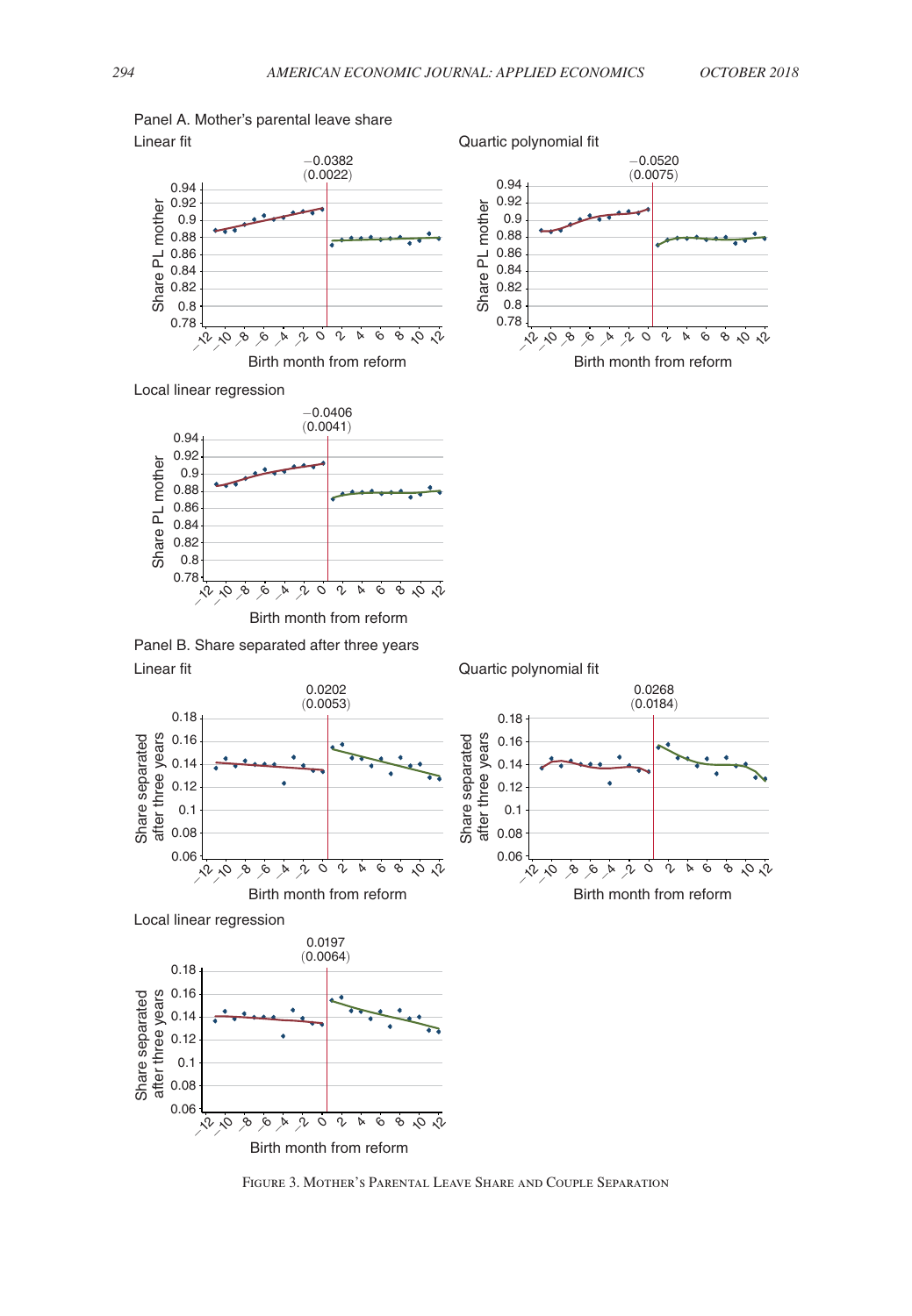Panel A. Mother's parental leave share

Linear fit

Quartic polynomial fit

Local linear regression

Panel B. Share separated after three years

Linear fit

Quartic polynomial fit

Local linear regression

Figure 3. Mother's Parental Leave Share and Couple Separation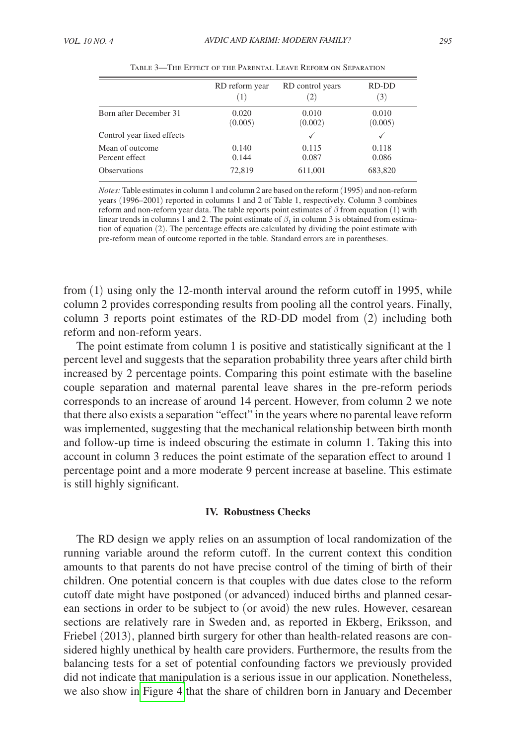Table 3—The Effect of the Parental Leave Reform on Separation

| | RD reform year (1) | RD control years (2) | RD-DD (3) |
|---|---|---|---|
| Born after December 31 | 0.020 | 0.010 | 0.010 |
| | (0.005) | (0.002) | (0.005) |
| Control year fixed effects | | ✓ | ✓ |
| Mean of outcome | 0.140 | 0.115 | 0.118 |
| Percent effect | 0.144 | 0.087 | 0.086 |
| Observations | 72,819 | 611,001 | 683,820 |

*Notes:* Table estimates in column 1 and column 2 are based on the reform (1995) and non-reform years (1996–2001) reported in columns 1 and 2 of Table 1, respectively. Column 3 combines reform and non-reform year data. The table reports point estimates of $\beta$ from equation (1) with linear trends in columns 1 and 2. The point estimate of $\beta_1$ in column 3 is obtained from estimation of equation (2). The percentage effects are calculated by dividing the point estimate with pre-reform mean of outcome reported in the table. Standard errors are in parentheses.

from (1) using only the 12-month interval around the reform cutoff in 1995, while column 2 provides corresponding results from pooling all the control years. Finally, column 3 reports point estimates of the RD-DD model from (2) including both reform and non-reform years.

The point estimate from column 1 is positive and statistically significant at the 1 percent level and suggests that the separation probability three years after child birth increased by 2 percentage points. Comparing this point estimate with the baseline couple separation and maternal parental leave shares in the pre-reform periods corresponds to an increase of around 14 percent. However, from column 2 we note that there also exists a separation "effect" in the years where no parental leave reform was implemented, suggesting that the mechanical relationship between birth month and follow-up time is indeed obscuring the estimate in column 1. Taking this into account in column 3 reduces the point estimate of the separation effect to around 1 percentage point and a more moderate 9 percent increase at baseline. This estimate is still highly significant.

## IV. Robustness Checks

The RD design we apply relies on an assumption of local randomization of the running variable around the reform cutoff. In the current context this condition amounts to that parents do not have precise control of the timing of birth of their children. One potential concern is that couples with due dates close to the reform cutoff date might have postponed (or advanced) induced births and planned cesarean sections in order to be subject to (or avoid) the new rules. However, cesarean sections are relatively rare in Sweden and, as reported in Ekberg, Eriksson, and Friebel (2013), planned birth surgery for other than health-related reasons are considered highly unethical by health care providers. Furthermore, the results from the balancing tests for a set of potential confounding factors we previously provided did not indicate that manipulation is a serious issue in our application. Nonetheless, we also show in Figure 4 that the share of children born in January and December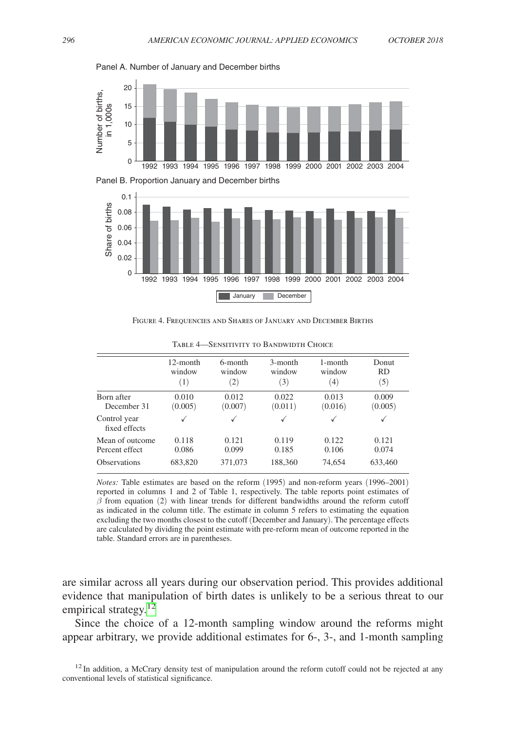Panel A. Number of January and December births

Panel B. Proportion January and December births

Figure 4. Frequencies and Shares of January and December Births

Table 4—Sensitivity to Bandwidth Choice

| | 12-month window (1) | 6-month window (2) | 3-month window (3) | 1-month window (4) | Donut RD (5) |
|---|---|---|---|---|---|
| Born after December 31 | 0.010 (0.005) | 0.012 (0.007) | 0.022 (0.011) | 0.013 (0.016) | 0.009 (0.005) |
| Control year fixed effects | ✓ | ✓ | ✓ | ✓ | ✓ |
| Mean of outcome | 0.118 | 0.121 | 0.119 | 0.122 | 0.121 |
| Percent effect | 0.086 | 0.099 | 0.185 | 0.106 | 0.074 |
| Observations | 683,820 | 371,073 | 188,360 | 74,654 | 633,460 |

*Notes:* Table estimates are based on the reform (1995) and non-reform years (1996–2001) reported in columns 1 and 2 of Table 1, respectively. The table reports point estimates of $\beta$ from equation (2) with linear trends for different bandwidths around the reform cutoff as indicated in the column title. The estimate in column 5 refers to estimating the equation excluding the two months closest to the cutoff (December and January). The percentage effects are calculated by dividing the point estimate with pre-reform mean of outcome reported in the table. Standard errors are in parentheses.

are similar across all years during our observation period. This provides additional evidence that manipulation of birth dates is unlikely to be a serious threat to our empirical strategy.[12]

Since the choice of a 12-month sampling window around the reforms might appear arbitrary, we provide additional estimates for 6-, 3-, and 1-month sampling

[12] In addition, a McCrary density test of manipulation around the reform cutoff could not be rejected at any conventional levels of statistical significance.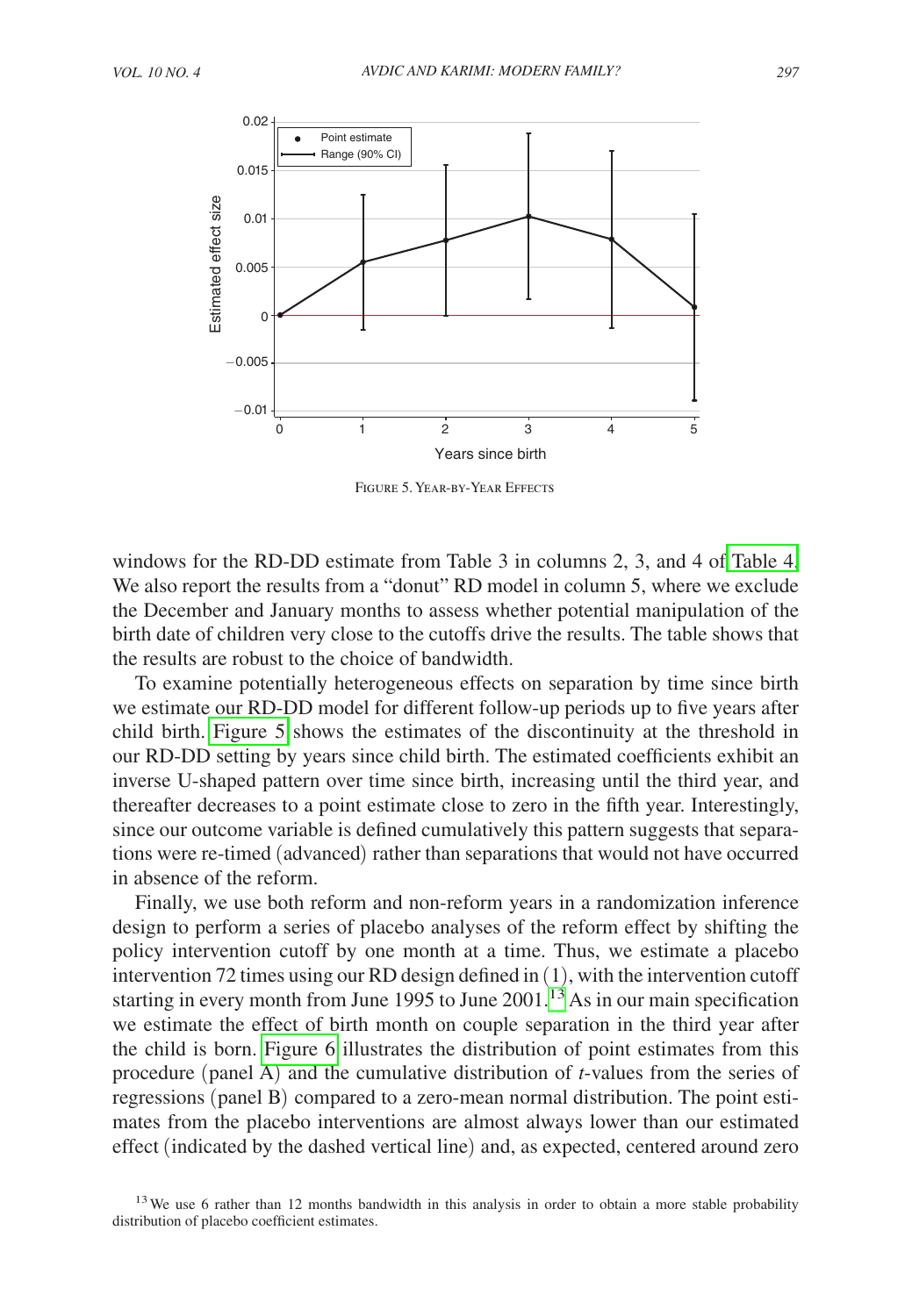Figure 5. Year-by-Year Effects

windows for the RD-DD estimate from Table 3 in columns 2, 3, and 4 of Table 4. We also report the results from a "donut" RD model in column 5, where we exclude the December and January months to assess whether potential manipulation of the birth date of children very close to the cutoffs drive the results. The table shows that the results are robust to the choice of bandwidth.

To examine potentially heterogeneous effects on separation by time since birth we estimate our RD-DD model for different follow-up periods up to five years after child birth. Figure 5 shows the estimates of the discontinuity at the threshold in our RD-DD setting by years since child birth. The estimated coefficients exhibit an inverse U-shaped pattern over time since birth, increasing until the third year, and thereafter decreases to a point estimate close to zero in the fifth year. Interestingly, since our outcome variable is defined cumulatively this pattern suggests that separations were re-timed (advanced) rather than separations that would not have occurred in absence of the reform.

Finally, we use both reform and non-reform years in a randomization inference design to perform a series of placebo analyses of the reform effect by shifting the policy intervention cutoff by one month at a time. Thus, we estimate a placebo intervention 72 times using our RD design defined in (1), with the intervention cutoff starting in every month from June 1995 to June 2001.[13] As in our main specification we estimate the effect of birth month on couple separation in the third year after the child is born. Figure 6 illustrates the distribution of point estimates from this procedure (panel A) and the cumulative distribution of *t*-values from the series of regressions (panel B) compared to a zero-mean normal distribution. The point estimates from the placebo interventions are almost always lower than our estimated effect (indicated by the dashed vertical line) and, as expected, centered around zero

[13] We use 6 rather than 12 months bandwidth in this analysis in order to obtain a more stable probability distribution of placebo coefficient estimates.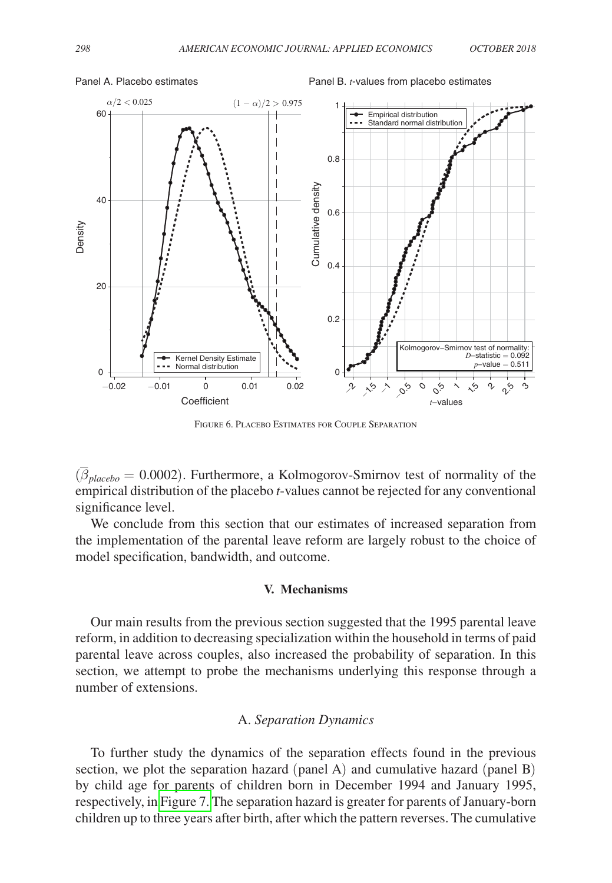Figure 6. Placebo Estimates for Couple Separation

($\bar{\beta}_{placebo} = 0.0002$). Furthermore, a Kolmogorov-Smirnov test of normality of the empirical distribution of the placebo *t*-values cannot be rejected for any conventional significance level.

We conclude from this section that our estimates of increased separation from the implementation of the parental leave reform are largely robust to the choice of model specification, bandwidth, and outcome.

## V. Mechanisms

Our main results from the previous section suggested that the 1995 parental leave reform, in addition to decreasing specialization within the household in terms of paid parental leave across couples, also increased the probability of separation. In this section, we attempt to probe the mechanisms underlying this response through a number of extensions.

### A. *Separation Dynamics*

To further study the dynamics of the separation effects found in the previous section, we plot the separation hazard (panel A) and cumulative hazard (panel B) by child age for parents of children born in December 1994 and January 1995, respectively, in Figure 7. The separation hazard is greater for parents of January-born children up to three years after birth, after which the pattern reverses. The cumulative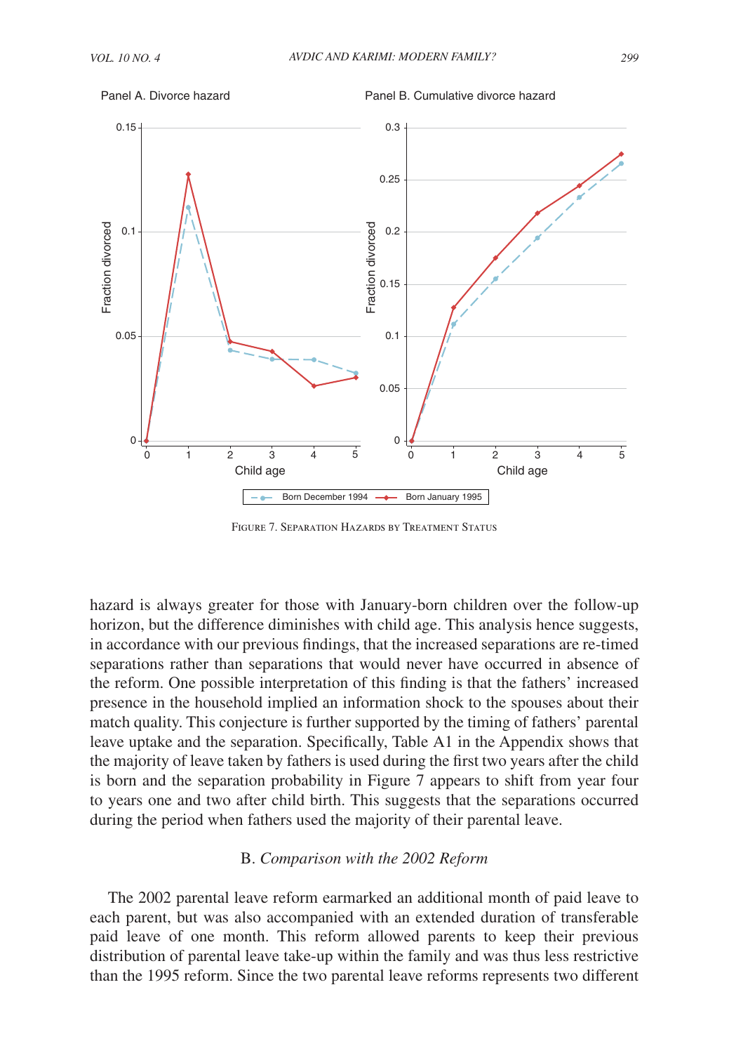FIGURE 7. SEPARATION HAZARDS BY TREATMENT STATUS

hazard is always greater for those with January-born children over the follow-up horizon, but the difference diminishes with child age. This analysis hence suggests, in accordance with our previous findings, that the increased separations are re-timed separations rather than separations that would never have occurred in absence of the reform. One possible interpretation of this finding is that the fathers' increased presence in the household implied an information shock to the spouses about their match quality. This conjecture is further supported by the timing of fathers' parental leave uptake and the separation. Specifically, Table A1 in the Appendix shows that the majority of leave taken by fathers is used during the first two years after the child is born and the separation probability in Figure 7 appears to shift from year four to years one and two after child birth. This suggests that the separations occurred during the period when fathers used the majority of their parental leave.

## B. *Comparison with the 2002 Reform*

The 2002 parental leave reform earmarked an additional month of paid leave to each parent, but was also accompanied with an extended duration of transferable paid leave of one month. This reform allowed parents to keep their previous distribution of parental leave take-up within the family and was thus less restrictive than the 1995 reform. Since the two parental leave reforms represents two different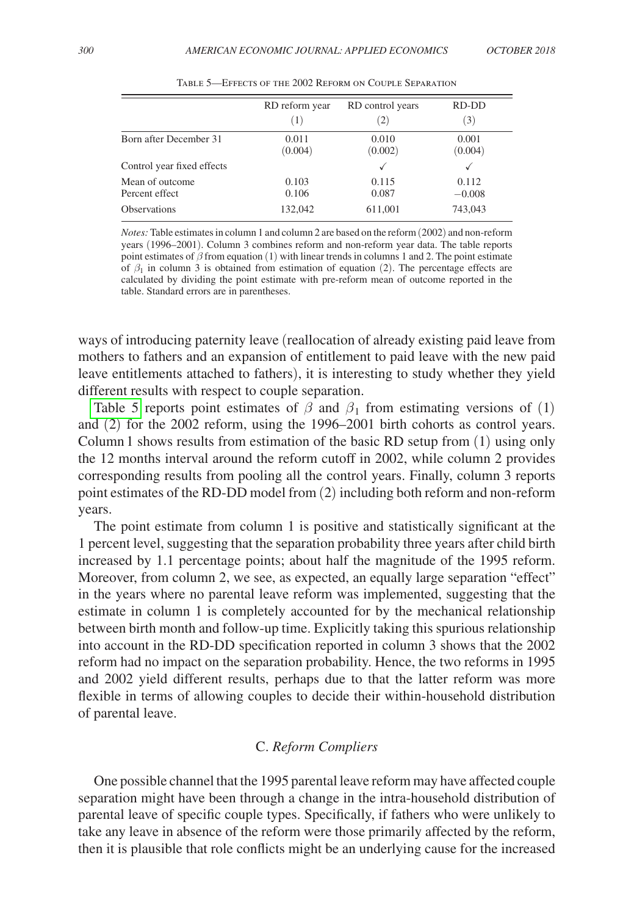Table 5—Effects of the 2002 Reform on Couple Separation

| | RD reform year | RD control years | RD-DD |
|---|---|---|---|
| | (1) | (2) | (3) |
| Born after December 31 | 0.011 | 0.010 | 0.001 |
| | (0.004) | (0.002) | (0.004) |
| Control year fixed effects | | ✓ | ✓ |
| Mean of outcome | 0.103 | 0.115 | 0.112 |
| Percent effect | 0.106 | 0.087 | −0.008 |
| Observations | 132,042 | 611,001 | 743,043 |

*Notes:* Table estimates in column 1 and column 2 are based on the reform (2002) and non-reform years (1996–2001). Column 3 combines reform and non-reform year data. The table reports point estimates of $\beta$ from equation (1) with linear trends in columns 1 and 2. The point estimate of $\beta_1$ in column 3 is obtained from estimation of equation (2). The percentage effects are calculated by dividing the point estimate with pre-reform mean of outcome reported in the table. Standard errors are in parentheses.

ways of introducing paternity leave (reallocation of already existing paid leave from mothers to fathers and an expansion of entitlement to paid leave with the new paid leave entitlements attached to fathers), it is interesting to study whether they yield different results with respect to couple separation.

Table 5 reports point estimates of $\beta$ and $\beta_1$ from estimating versions of (1) and (2) for the 2002 reform, using the 1996–2001 birth cohorts as control years. Column 1 shows results from estimation of the basic RD setup from (1) using only the 12 months interval around the reform cutoff in 2002, while column 2 provides corresponding results from pooling all the control years. Finally, column 3 reports point estimates of the RD-DD model from (2) including both reform and non-reform years.

The point estimate from column 1 is positive and statistically significant at the 1 percent level, suggesting that the separation probability three years after child birth increased by 1.1 percentage points; about half the magnitude of the 1995 reform. Moreover, from column 2, we see, as expected, an equally large separation "effect" in the years where no parental leave reform was implemented, suggesting that the estimate in column 1 is completely accounted for by the mechanical relationship between birth month and follow-up time. Explicitly taking this spurious relationship into account in the RD-DD specification reported in column 3 shows that the 2002 reform had no impact on the separation probability. Hence, the two reforms in 1995 and 2002 yield different results, perhaps due to that the latter reform was more flexible in terms of allowing couples to decide their within-household distribution of parental leave.

### C. *Reform Compliers*

One possible channel that the 1995 parental leave reform may have affected couple separation might have been through a change in the intra-household distribution of parental leave of specific couple types. Specifically, if fathers who were unlikely to take any leave in absence of the reform were those primarily affected by the reform, then it is plausible that role conflicts might be an underlying cause for the increased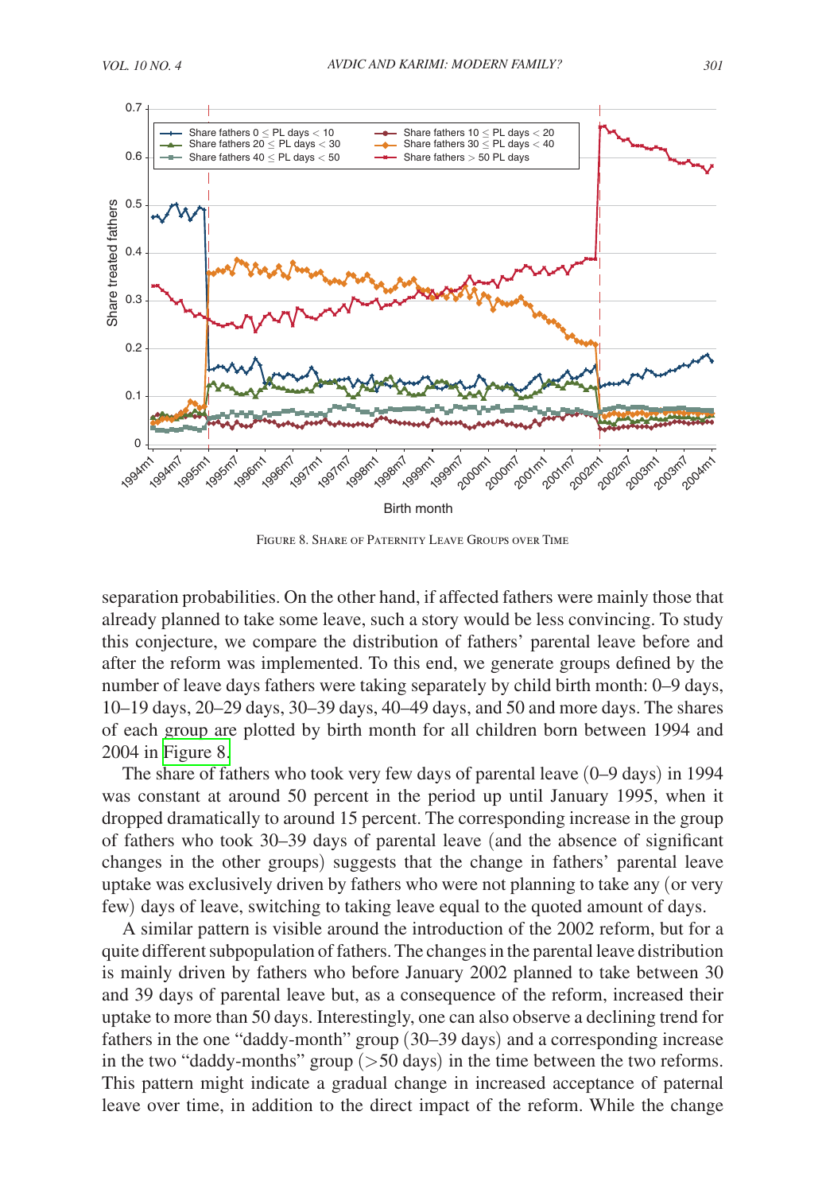FIGURE 8. SHARE OF PATERNITY LEAVE GROUPS OVER TIME

separation probabilities. On the other hand, if affected fathers were mainly those that already planned to take some leave, such a story would be less convincing. To study this conjecture, we compare the distribution of fathers' parental leave before and after the reform was implemented. To this end, we generate groups defined by the number of leave days fathers were taking separately by child birth month: 0–9 days, 10–19 days, 20–29 days, 30–39 days, 40–49 days, and 50 and more days. The shares of each group are plotted by birth month for all children born between 1994 and 2004 in Figure 8.

The share of fathers who took very few days of parental leave (0–9 days) in 1994 was constant at around 50 percent in the period up until January 1995, when it dropped dramatically to around 15 percent. The corresponding increase in the group of fathers who took 30–39 days of parental leave (and the absence of significant changes in the other groups) suggests that the change in fathers' parental leave uptake was exclusively driven by fathers who were not planning to take any (or very few) days of leave, switching to taking leave equal to the quoted amount of days.

A similar pattern is visible around the introduction of the 2002 reform, but for a quite different subpopulation of fathers. The changes in the parental leave distribution is mainly driven by fathers who before January 2002 planned to take between 30 and 39 days of parental leave but, as a consequence of the reform, increased their uptake to more than 50 days. Interestingly, one can also observe a declining trend for fathers in the one "daddy-month" group (30–39 days) and a corresponding increase in the two "daddy-months" group (>50 days) in the time between the two reforms. This pattern might indicate a gradual change in increased acceptance of paternal leave over time, in addition to the direct impact of the reform. While the change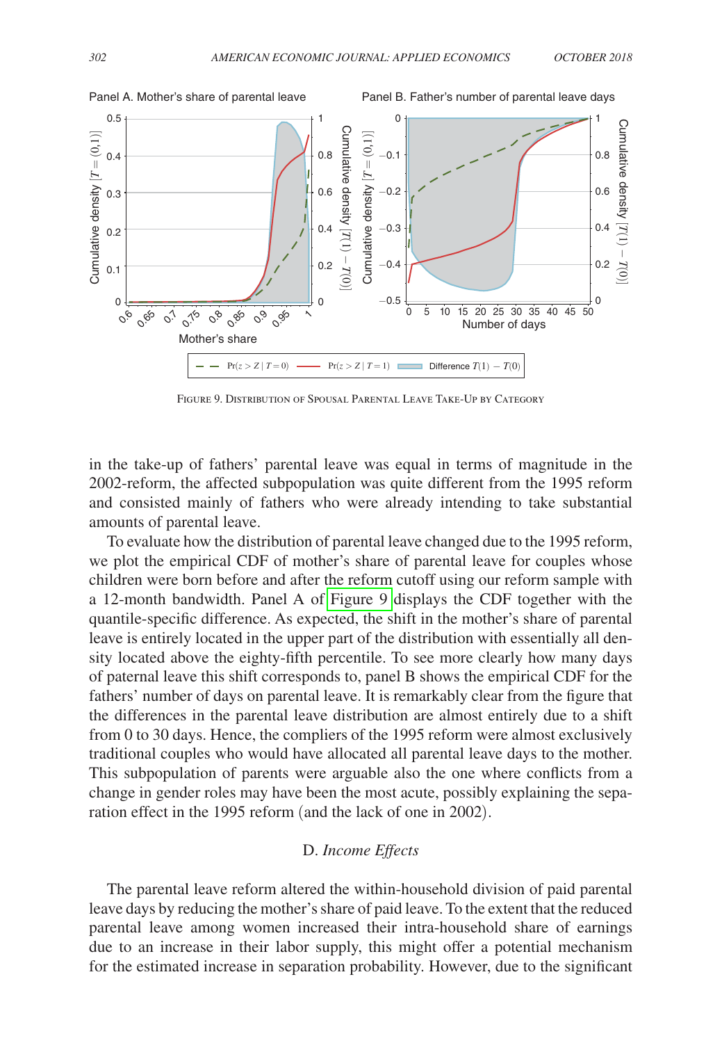Panel A. Mother's share of parental leave

Panel B. Father's number of parental leave days

Figure 9. Distribution of Spousal Parental Leave Take-Up by Category

in the take-up of fathers' parental leave was equal in terms of magnitude in the 2002-reform, the affected subpopulation was quite different from the 1995 reform and consisted mainly of fathers who were already intending to take substantial amounts of parental leave.

To evaluate how the distribution of parental leave changed due to the 1995 reform, we plot the empirical CDF of mother's share of parental leave for couples whose children were born before and after the reform cutoff using our reform sample with a 12-month bandwidth. Panel A of Figure 9 displays the CDF together with the quantile-specific difference. As expected, the shift in the mother's share of parental leave is entirely located in the upper part of the distribution with essentially all density located above the eighty-fifth percentile. To see more clearly how many days of paternal leave this shift corresponds to, panel B shows the empirical CDF for the fathers' number of days on parental leave. It is remarkably clear from the figure that the differences in the parental leave distribution are almost entirely due to a shift from 0 to 30 days. Hence, the compliers of the 1995 reform were almost exclusively traditional couples who would have allocated all parental leave days to the mother. This subpopulation of parents were arguable also the one where conflicts from a change in gender roles may have been the most acute, possibly explaining the separation effect in the 1995 reform (and the lack of one in 2002).

### D. *Income Effects*

The parental leave reform altered the within-household division of paid parental leave days by reducing the mother's share of paid leave. To the extent that the reduced parental leave among women increased their intra-household share of earnings due to an increase in their labor supply, this might offer a potential mechanism for the estimated increase in separation probability. However, due to the significant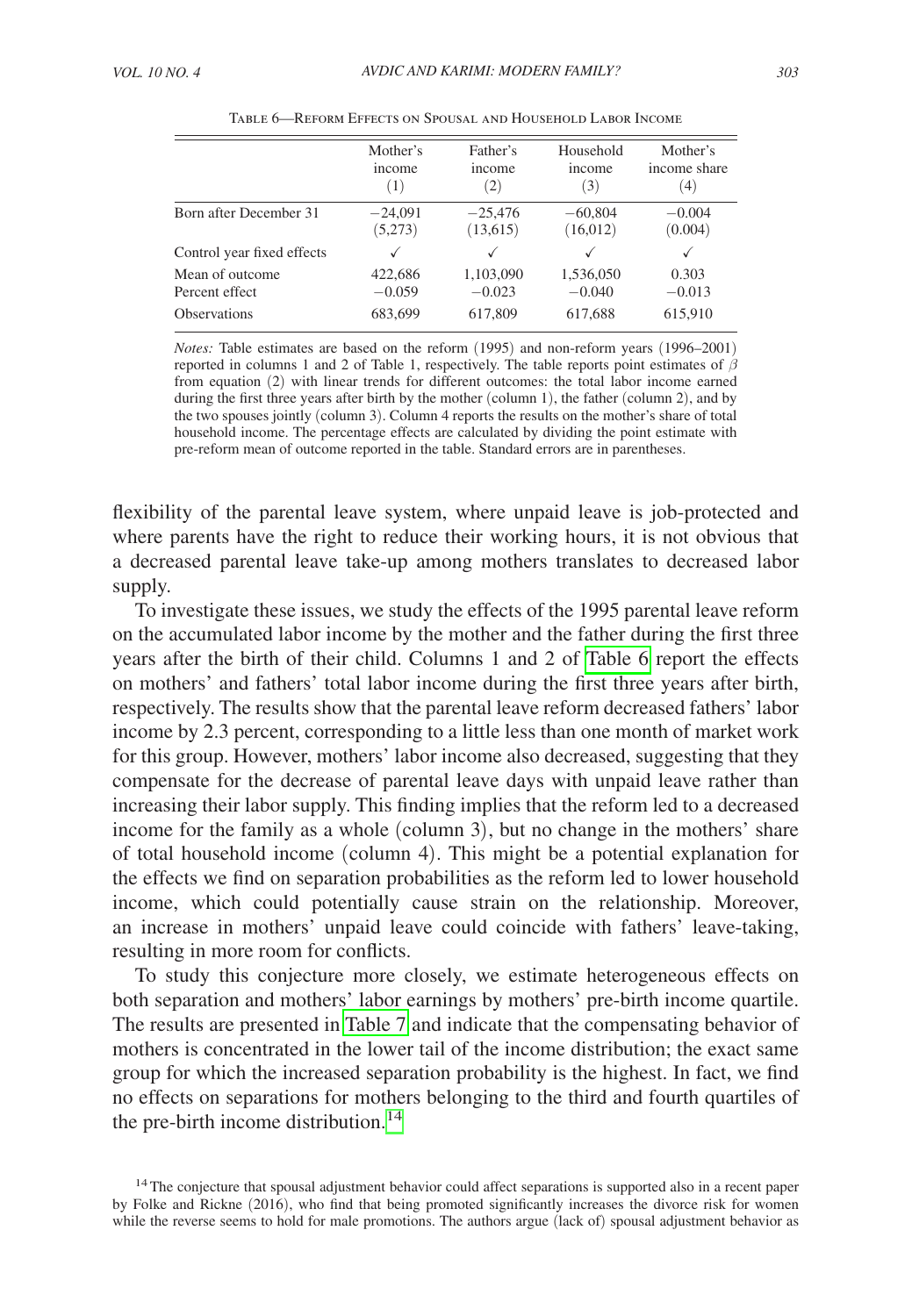Table 6—Reform Effects on Spousal and Household Labor Income

| | Mother's income (1) | Father's income (2) | Household income (3) | Mother's income share (4) |
|---|---|---|---|---|
| Born after December 31 | −24,091 | −25,476 | −60,804 | −0.004 |
| | (5,273) | (13,615) | (16,012) | (0.004) |
| Control year fixed effects | ✓ | ✓ | ✓ | ✓ |
| Mean of outcome | 422,686 | 1,103,090 | 1,536,050 | 0.303 |
| Percent effect | −0.059 | −0.023 | −0.040 | −0.013 |
| Observations | 683,699 | 617,809 | 617,688 | 615,910 |

*Notes:* Table estimates are based on the reform (1995) and non-reform years (1996–2001) reported in columns 1 and 2 of Table 1, respectively. The table reports point estimates of $\beta$ from equation (2) with linear trends for different outcomes: the total labor income earned during the first three years after birth by the mother (column 1), the father (column 2), and by the two spouses jointly (column 3). Column 4 reports the results on the mother's share of total household income. The percentage effects are calculated by dividing the point estimate with pre-reform mean of outcome reported in the table. Standard errors are in parentheses.

flexibility of the parental leave system, where unpaid leave is job-protected and where parents have the right to reduce their working hours, it is not obvious that a decreased parental leave take-up among mothers translates to decreased labor supply.

To investigate these issues, we study the effects of the 1995 parental leave reform on the accumulated labor income by the mother and the father during the first three years after the birth of their child. Columns 1 and 2 of Table 6 report the effects on mothers' and fathers' total labor income during the first three years after birth, respectively. The results show that the parental leave reform decreased fathers' labor income by 2.3 percent, corresponding to a little less than one month of market work for this group. However, mothers' labor income also decreased, suggesting that they compensate for the decrease of parental leave days with unpaid leave rather than increasing their labor supply. This finding implies that the reform led to a decreased income for the family as a whole (column 3), but no change in the mothers' share of total household income (column 4). This might be a potential explanation for the effects we find on separation probabilities as the reform led to lower household income, which could potentially cause strain on the relationship. Moreover, an increase in mothers' unpaid leave could coincide with fathers' leave-taking, resulting in more room for conflicts.

To study this conjecture more closely, we estimate heterogeneous effects on both separation and mothers' labor earnings by mothers' pre-birth income quartile. The results are presented in Table 7 and indicate that the compensating behavior of mothers is concentrated in the lower tail of the income distribution; the exact same group for which the increased separation probability is the highest. In fact, we find no effects on separations for mothers belonging to the third and fourth quartiles of the pre-birth income distribution.[14]

[14] The conjecture that spousal adjustment behavior could affect separations is supported also in a recent paper by Folke and Rickne (2016), who find that being promoted significantly increases the divorce risk for women while the reverse seems to hold for male promotions. The authors argue (lack of) spousal adjustment behavior as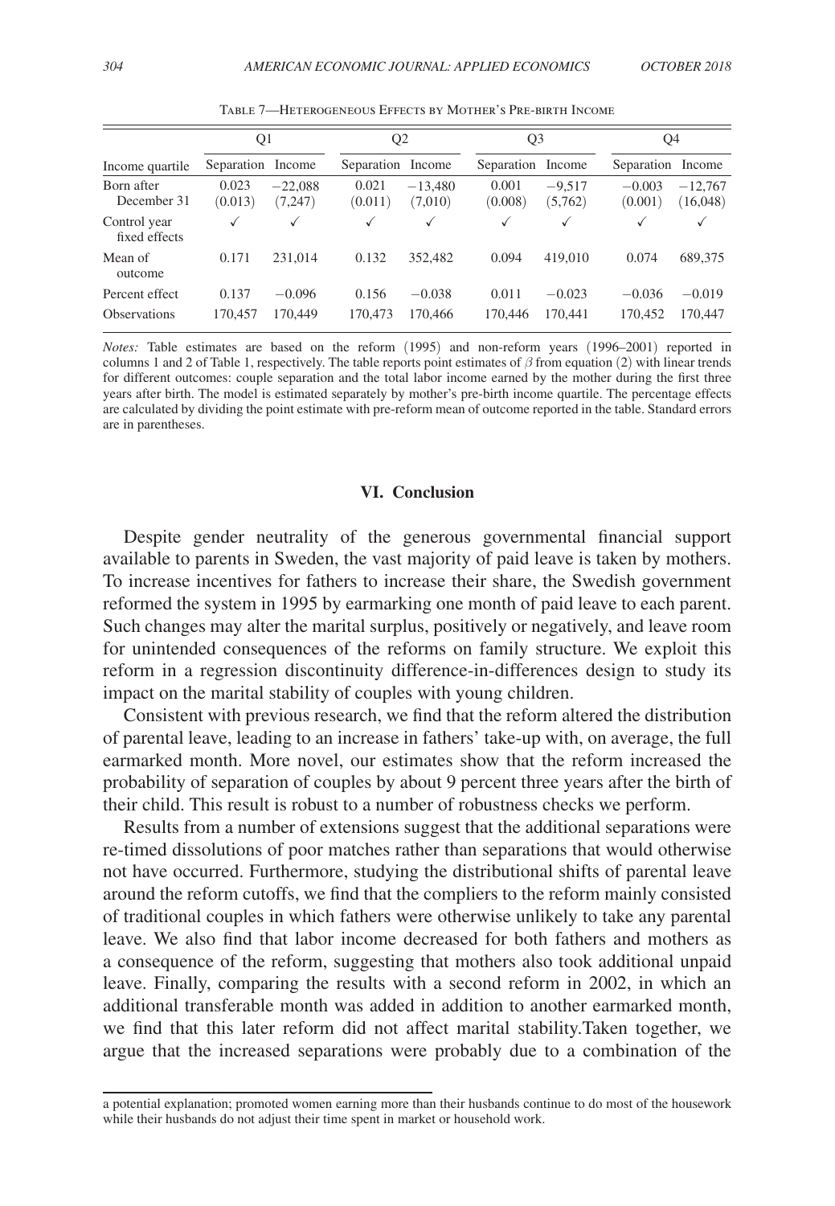Table 7—Heterogeneous Effects by Mother's Pre-birth Income

| | Q1 | | Q2 | | Q3 | | Q4 | |
|---|---|---|---|---|---|---|---|---|
| Income quartile | Separation | Income | Separation | Income | Separation | Income | Separation | Income |
| Born after December 31 | 0.023 (0.013) | −22,088 (7,247) | 0.021 (0.011) | −13,480 (7,010) | 0.001 (0.008) | −9,517 (5,762) | −0.003 (0.001) | −12,767 (16,048) |
| Control year fixed effects | ✓ | ✓ | ✓ | ✓ | ✓ | ✓ | ✓ | ✓ |
| Mean of outcome | 0.171 | 231,014 | 0.132 | 352,482 | 0.094 | 419,010 | 0.074 | 689,375 |
| Percent effect | 0.137 | −0.096 | 0.156 | −0.038 | 0.011 | −0.023 | −0.036 | −0.019 |
| Observations | 170,457 | 170,449 | 170,473 | 170,466 | 170,446 | 170,441 | 170,452 | 170,447 |

*Notes:* Table estimates are based on the reform (1995) and non-reform years (1996–2001) reported in columns 1 and 2 of Table 1, respectively. The table reports point estimates of $\beta$ from equation (2) with linear trends for different outcomes: couple separation and the total labor income earned by the mother during the first three years after birth. The model is estimated separately by mother's pre-birth income quartile. The percentage effects are calculated by dividing the point estimate with pre-reform mean of outcome reported in the table. Standard errors are in parentheses.

## VI. Conclusion

Despite gender neutrality of the generous governmental financial support available to parents in Sweden, the vast majority of paid leave is taken by mothers. To increase incentives for fathers to increase their share, the Swedish government reformed the system in 1995 by earmarking one month of paid leave to each parent. Such changes may alter the marital surplus, positively or negatively, and leave room for unintended consequences of the reforms on family structure. We exploit this reform in a regression discontinuity difference-in-differences design to study its impact on the marital stability of couples with young children.

Consistent with previous research, we find that the reform altered the distribution of parental leave, leading to an increase in fathers' take-up with, on average, the full earmarked month. More novel, our estimates show that the reform increased the probability of separation of couples by about 9 percent three years after the birth of their child. This result is robust to a number of robustness checks we perform.

Results from a number of extensions suggest that the additional separations were re-timed dissolutions of poor matches rather than separations that would otherwise not have occurred. Furthermore, studying the distributional shifts of parental leave around the reform cutoffs, we find that the compliers to the reform mainly consisted of traditional couples in which fathers were otherwise unlikely to take any parental leave. We also find that labor income decreased for both fathers and mothers as a consequence of the reform, suggesting that mothers also took additional unpaid leave. Finally, comparing the results with a second reform in 2002, in which an additional transferable month was added in addition to another earmarked month, we find that this later reform did not affect marital stability.Taken together, we argue that the increased separations were probably due to a combination of the

a potential explanation; promoted women earning more than their husbands continue to do most of the housework while their husbands do not adjust their time spent in market or household work.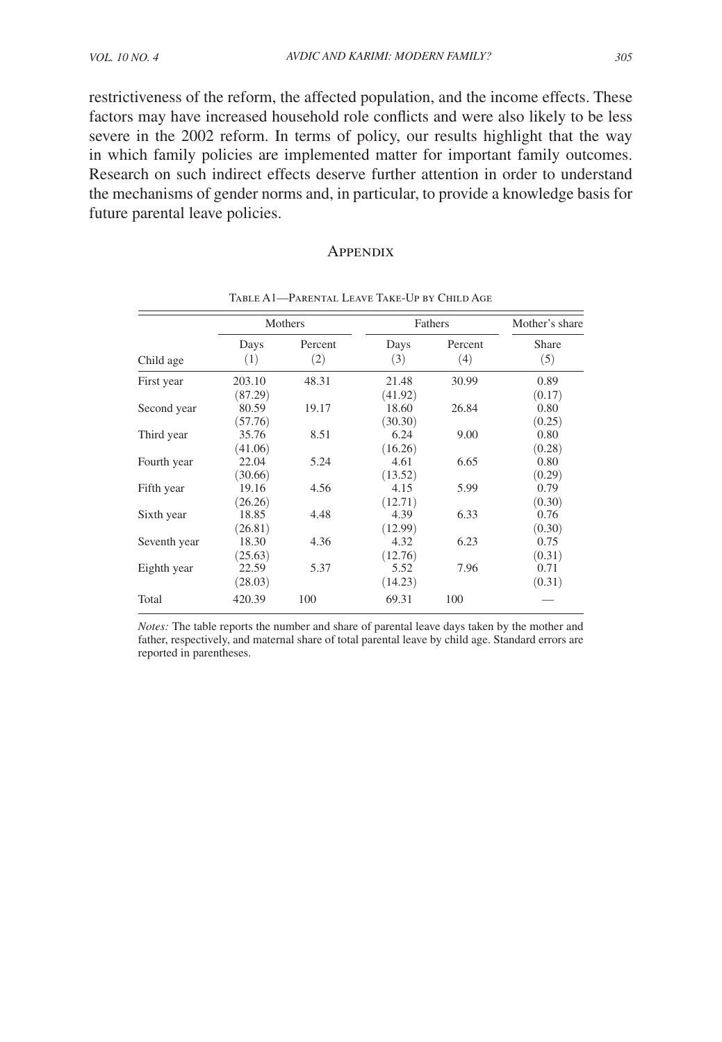restrictiveness of the reform, the affected population, and the income effects. These factors may have increased household role conflicts and were also likely to be less severe in the 2002 reform. In terms of policy, our results highlight that the way in which family policies are implemented matter for important family outcomes. Research on such indirect effects deserve further attention in order to understand the mechanisms of gender norms and, in particular, to provide a knowledge basis for future parental leave policies.

## Appendix

Table A1—Parental Leave Take-Up by Child Age

| | Mothers | | Fathers | | Mother's share |
|---|---|---|---|---|---|
| Child age | Days (1) | Percent (2) | Days (3) | Percent (4) | Share (5) |
| First year | 203.10 | 48.31 | 21.48 | 30.99 | 0.89 |
| | (87.29) | | (41.92) | | (0.17) |
| Second year | 80.59 | 19.17 | 18.60 | 26.84 | 0.80 |
| | (57.76) | | (30.30) | | (0.25) |
| Third year | 35.76 | 8.51 | 6.24 | 9.00 | 0.80 |
| | (41.06) | | (16.26) | | (0.28) |
| Fourth year | 22.04 | 5.24 | 4.61 | 6.65 | 0.80 |
| | (30.66) | | (13.52) | | (0.29) |
| Fifth year | 19.16 | 4.56 | 4.15 | 5.99 | 0.79 |
| | (26.26) | | (12.71) | | (0.30) |
| Sixth year | 18.85 | 4.48 | 4.39 | 6.33 | 0.76 |
| | (26.81) | | (12.99) | | (0.30) |
| Seventh year | 18.30 | 4.36 | 4.32 | 6.23 | 0.75 |
| | (25.63) | | (12.76) | | (0.31) |
| Eighth year | 22.59 | 5.37 | 5.52 | 7.96 | 0.71 |
| | (28.03) | | (14.23) | | (0.31) |
| Total | 420.39 | 100 | 69.31 | 100 | — |

*Notes:* The table reports the number and share of parental leave days taken by the mother and father, respectively, and maternal share of total parental leave by child age. Standard errors are reported in parentheses.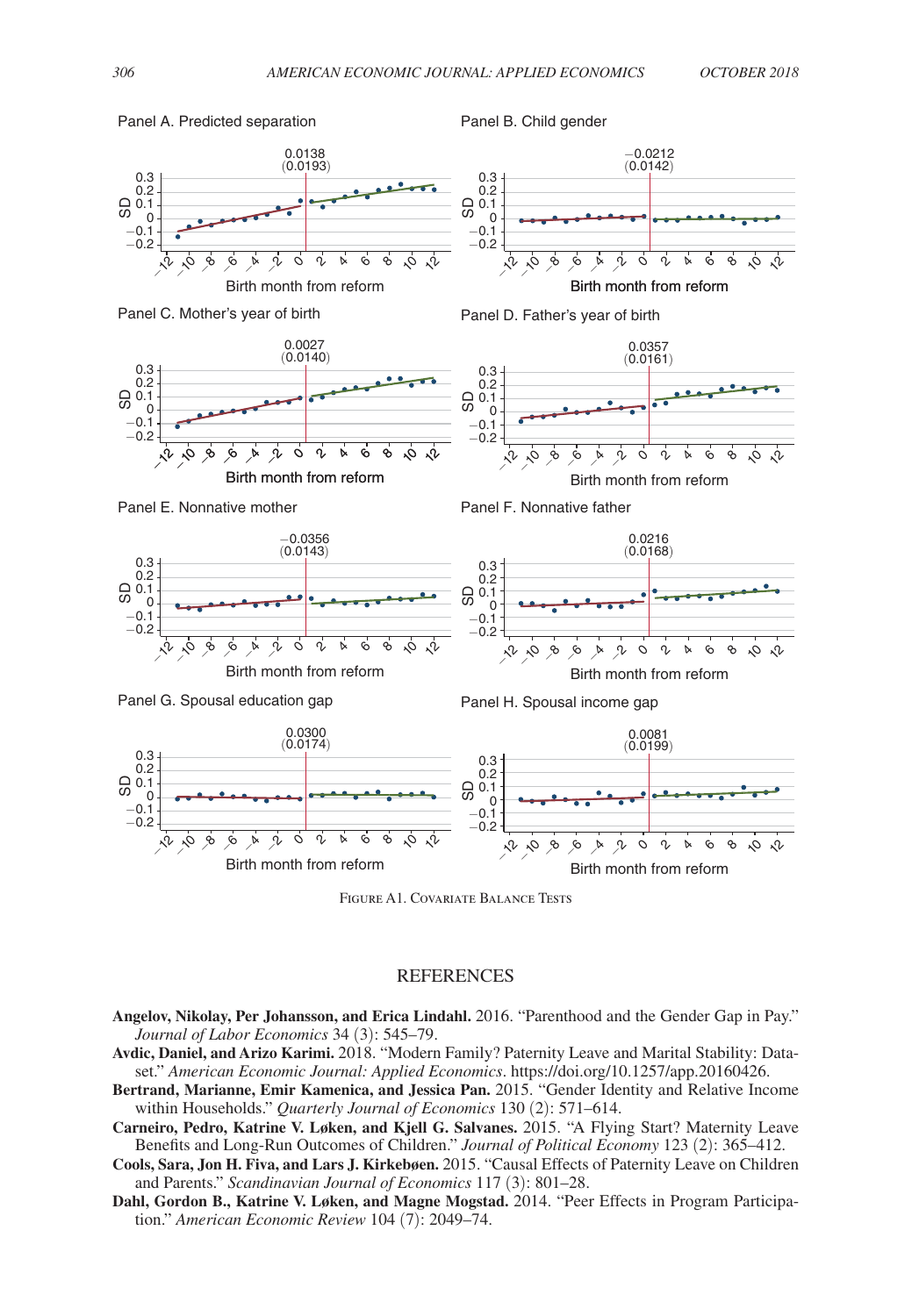Panel A. Predicted separation

0.0138
(0.0193)

Panel B. Child gender

−0.0212
(0.0142)

Panel C. Mother's year of birth

0.0027
(0.0140)

Panel D. Father's year of birth

0.0357
(0.0161)

Panel E. Nonnative mother

−0.0356
(0.0143)

Panel F. Nonnative father

0.0216
(0.0168)

Panel G. Spousal education gap

0.0300
(0.0174)

Panel H. Spousal income gap

0.0081
(0.0199)

Figure A1. Covariate Balance Tests

## References

**Angelov, Nikolay, Per Johansson, and Erica Lindahl.** 2016. "Parenthood and the Gender Gap in Pay." *Journal of Labor Economics* 34 (3): 545–79.

**Avdic, Daniel, and Arizo Karimi.** 2018. "Modern Family? Paternity Leave and Marital Stability: Dataset." *American Economic Journal: Applied Economics*. https://doi.org/10.1257/app.20160426.

**Bertrand, Marianne, Emir Kamenica, and Jessica Pan.** 2015. "Gender Identity and Relative Income within Households." *Quarterly Journal of Economics* 130 (2): 571–614.

**Carneiro, Pedro, Katrine V. Løken, and Kjell G. Salvanes.** 2015. "A Flying Start? Maternity Leave Benefits and Long-Run Outcomes of Children." *Journal of Political Economy* 123 (2): 365–412.

**Cools, Sara, Jon H. Fiva, and Lars J. Kirkebøen.** 2015. "Causal Effects of Paternity Leave on Children and Parents." *Scandinavian Journal of Economics* 117 (3): 801–28.

**Dahl, Gordon B., Katrine V. Løken, and Magne Mogstad.** 2014. "Peer Effects in Program Participation." *American Economic Review* 104 (7): 2049–74.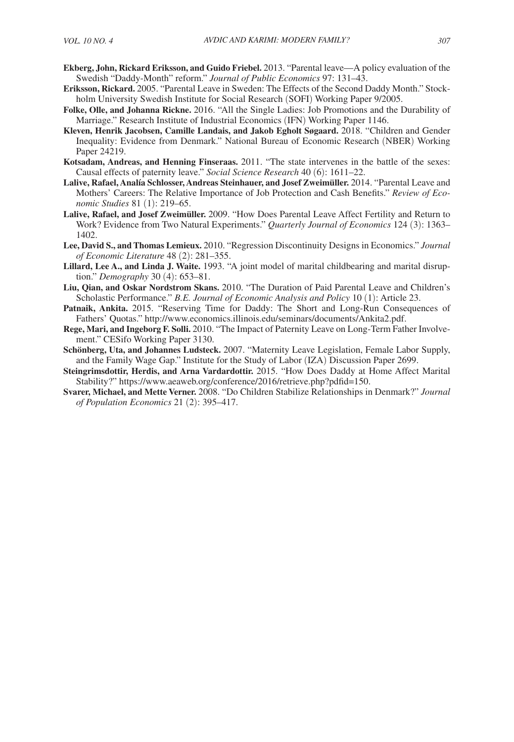**Ekberg, John, Rickard Eriksson, and Guido Friebel.** 2013. "Parental leave—A policy evaluation of the Swedish "Daddy-Month" reform." *Journal of Public Economics* 97: 131–43.

**Eriksson, Rickard.** 2005. "Parental Leave in Sweden: The Effects of the Second Daddy Month." Stockholm University Swedish Institute for Social Research (SOFI) Working Paper 9/2005.

**Folke, Olle, and Johanna Rickne.** 2016. "All the Single Ladies: Job Promotions and the Durability of Marriage." Research Institute of Industrial Economics (IFN) Working Paper 1146.

**Kleven, Henrik Jacobsen, Camille Landais, and Jakob Egholt Søgaard.** 2018. "Children and Gender Inequality: Evidence from Denmark." National Bureau of Economic Research (NBER) Working Paper 24219.

**Kotsadam, Andreas, and Henning Finseraas.** 2011. "The state intervenes in the battle of the sexes: Causal effects of paternity leave." *Social Science Research* 40 (6): 1611–22.

**Lalive, Rafael, Analía Schlosser, Andreas Steinhauer, and Josef Zweimüller.** 2014. "Parental Leave and Mothers' Careers: The Relative Importance of Job Protection and Cash Benefits." *Review of Economic Studies* 81 (1): 219–65.

**Lalive, Rafael, and Josef Zweimüller.** 2009. "How Does Parental Leave Affect Fertility and Return to Work? Evidence from Two Natural Experiments." *Quarterly Journal of Economics* 124 (3): 1363–1402.

**Lee, David S., and Thomas Lemieux.** 2010. "Regression Discontinuity Designs in Economics." *Journal of Economic Literature* 48 (2): 281–355.

**Lillard, Lee A., and Linda J. Waite.** 1993. "A joint model of marital childbearing and marital disruption." *Demography* 30 (4): 653–81.

**Liu, Qian, and Oskar Nordstrom Skans.** 2010. "The Duration of Paid Parental Leave and Children's Scholastic Performance." *B.E. Journal of Economic Analysis and Policy* 10 (1): Article 23.

**Patnaik, Ankita.** 2015. "Reserving Time for Daddy: The Short and Long-Run Consequences of Fathers' Quotas." http://www.economics.illinois.edu/seminars/documents/Ankita2.pdf.

**Rege, Mari, and Ingeborg F. Solli.** 2010. "The Impact of Paternity Leave on Long-Term Father Involvement." CESifo Working Paper 3130.

**Schönberg, Uta, and Johannes Ludsteck.** 2007. "Maternity Leave Legislation, Female Labor Supply, and the Family Wage Gap." Institute for the Study of Labor (IZA) Discussion Paper 2699.

**Steingrimsdottir, Herdis, and Arna Vardardottir.** 2015. "How Does Daddy at Home Affect Marital Stability?" https://www.aeaweb.org/conference/2016/retrieve.php?pdfid=150.

**Svarer, Michael, and Mette Verner.** 2008. "Do Children Stabilize Relationships in Denmark?" *Journal of Population Economics* 21 (2): 395–417.